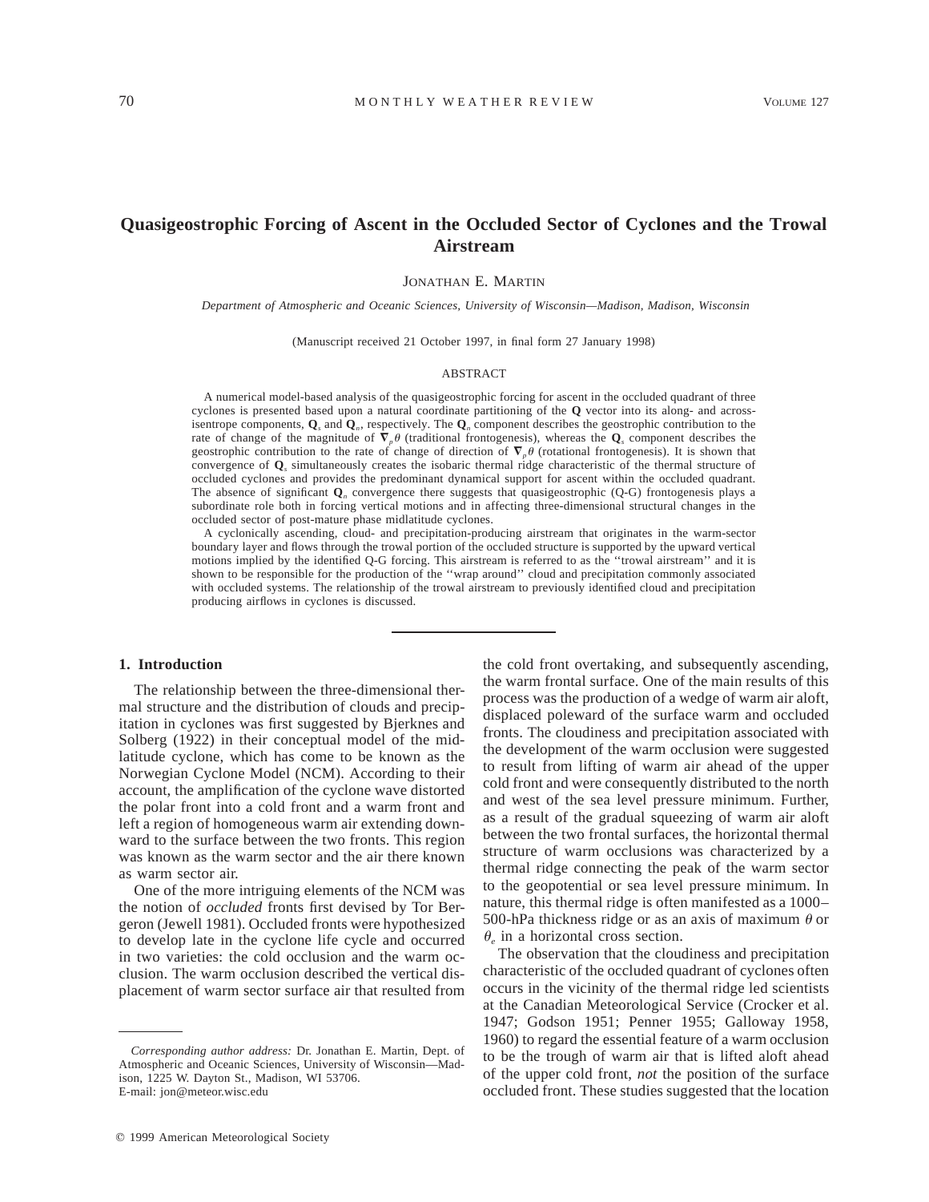# Quasigeostrophic Forcing of Ascent in the Occluded Sector of Cyclones and the Trowal Airstream

Jonathan E. Martin

*Department of Atmospheric and Oceanic Sciences, University of Wisconsin—Madison, Madison, Wisconsin*

(Manuscript received 21 October 1997, in final form 27 January 1998)

## ABSTRACT

A numerical model-based analysis of the quasigeostrophic forcing for ascent in the occluded quadrant of three cyclones is presented based upon a natural coordinate partitioning of the **Q** vector into its along- and across-isentrope components, $\mathbf{Q}_s$ and $\mathbf{Q}_n$, respectively. The $\mathbf{Q}_n$ component describes the geostrophic contribution to the rate of change of the magnitude of $\boldsymbol{\nabla}_p\theta$ (traditional frontogenesis), whereas the $\mathbf{Q}_s$ component describes the geostrophic contribution to the rate of change of direction of $\boldsymbol{\nabla}_p\theta$ (rotational frontogenesis). It is shown that convergence of $\mathbf{Q}_s$ simultaneously creates the isobaric thermal ridge characteristic of the thermal structure of occluded cyclones and provides the predominant dynamical support for ascent within the occluded quadrant. The absence of significant $\mathbf{Q}_n$ convergence there suggests that quasigeostrophic (Q-G) frontogenesis plays a subordinate role both in forcing vertical motions and in affecting three-dimensional structural changes in the occluded sector of post-mature phase midlatitude cyclones.

A cyclonically ascending, cloud- and precipitation-producing airstream that originates in the warm-sector boundary layer and flows through the trowal portion of the occluded structure is supported by the upward vertical motions implied by the identified Q-G forcing. This airstream is referred to as the ''trowal airstream'' and it is shown to be responsible for the production of the ''wrap around'' cloud and precipitation commonly associated with occluded systems. The relationship of the trowal airstream to previously identified cloud and precipitation producing airflows in cyclones is discussed.

## 1. Introduction

The relationship between the three-dimensional thermal structure and the distribution of clouds and precipitation in cyclones was first suggested by Bjerknes and Solberg (1922) in their conceptual model of the midlatitude cyclone, which has come to be known as the Norwegian Cyclone Model (NCM). According to their account, the amplification of the cyclone wave distorted the polar front into a cold front and a warm front and left a region of homogeneous warm air extending downward to the surface between the two fronts. This region was known as the warm sector and the air there known as warm sector air.

One of the more intriguing elements of the NCM was the notion of *occluded* fronts first devised by Tor Bergeron (Jewell 1981). Occluded fronts were hypothesized to develop late in the cyclone life cycle and occurred in two varieties: the cold occlusion and the warm occlusion. The warm occlusion described the vertical displacement of warm sector surface air that resulted from the cold front overtaking, and subsequently ascending, the warm frontal surface. One of the main results of this process was the production of a wedge of warm air aloft, displaced poleward of the surface warm and occluded fronts. The cloudiness and precipitation associated with the development of the warm occlusion were suggested to result from lifting of warm air ahead of the upper cold front and were consequently distributed to the north and west of the sea level pressure minimum. Further, as a result of the gradual squeezing of warm air aloft between the two frontal surfaces, the horizontal thermal structure of warm occlusions was characterized by a thermal ridge connecting the peak of the warm sector to the geopotential or sea level pressure minimum. In nature, this thermal ridge is often manifested as a 1000–500-hPa thickness ridge or as an axis of maximum $\theta$ or $\theta_e$ in a horizontal cross section.

The observation that the cloudiness and precipitation characteristic of the occluded quadrant of cyclones often occurs in the vicinity of the thermal ridge led scientists at the Canadian Meteorological Service (Crocker et al. 1947; Godson 1951; Penner 1955; Galloway 1958, 1960) to regard the essential feature of a warm occlusion to be the trough of warm air that is lifted aloft ahead of the upper cold front, *not* the position of the surface occluded front. These studies suggested that the location

*Corresponding author address:* Dr. Jonathan E. Martin, Dept. of Atmospheric and Oceanic Sciences, University of Wisconsin—Madison, 1225 W. Dayton St., Madison, WI 53706.
E-mail: jon@meteor.wisc.edu

© 1999 American Meteorological Society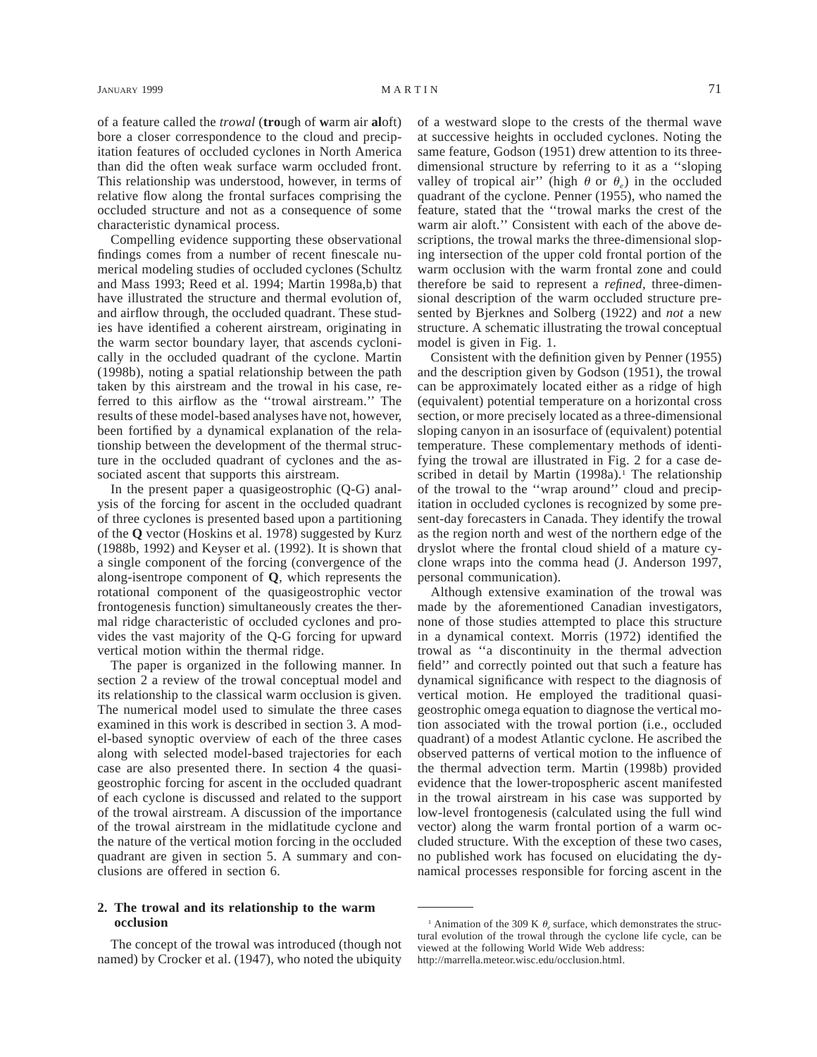of a feature called the *trowal* (**tro**ugh of **w**arm air **al**oft) bore a closer correspondence to the cloud and precipitation features of occluded cyclones in North America than did the often weak surface warm occluded front. This relationship was understood, however, in terms of relative flow along the frontal surfaces comprising the occluded structure and not as a consequence of some characteristic dynamical process.

Compelling evidence supporting these observational findings comes from a number of recent finescale numerical modeling studies of occluded cyclones (Schultz and Mass 1993; Reed et al. 1994; Martin 1998a,b) that have illustrated the structure and thermal evolution of, and airflow through, the occluded quadrant. These studies have identified a coherent airstream, originating in the warm sector boundary layer, that ascends cyclonically in the occluded quadrant of the cyclone. Martin (1998b), noting a spatial relationship between the path taken by this airstream and the trowal in his case, referred to this airflow as the ''trowal airstream.'' The results of these model-based analyses have not, however, been fortified by a dynamical explanation of the relationship between the development of the thermal structure in the occluded quadrant of cyclones and the associated ascent that supports this airstream.

In the present paper a quasigeostrophic (Q-G) analysis of the forcing for ascent in the occluded quadrant of three cyclones is presented based upon a partitioning of the **Q** vector (Hoskins et al. 1978) suggested by Kurz (1988b, 1992) and Keyser et al. (1992). It is shown that a single component of the forcing (convergence of the along-isentrope component of **Q**, which represents the rotational component of the quasigeostrophic vector frontogenesis function) simultaneously creates the thermal ridge characteristic of occluded cyclones and provides the vast majority of the Q-G forcing for upward vertical motion within the thermal ridge.

The paper is organized in the following manner. In section 2 a review of the trowal conceptual model and its relationship to the classical warm occlusion is given. The numerical model used to simulate the three cases examined in this work is described in section 3. A model-based synoptic overview of each of the three cases along with selected model-based trajectories for each case are also presented there. In section 4 the quasigeostrophic forcing for ascent in the occluded quadrant of each cyclone is discussed and related to the support of the trowal airstream. A discussion of the importance of the trowal airstream in the midlatitude cyclone and the nature of the vertical motion forcing in the occluded quadrant are given in section 5. A summary and conclusions are offered in section 6.

## 2. The trowal and its relationship to the warm occlusion

The concept of the trowal was introduced (though not named) by Crocker et al. (1947), who noted the ubiquity of a westward slope to the crests of the thermal wave at successive heights in occluded cyclones. Noting the same feature, Godson (1951) drew attention to its three-dimensional structure by referring to it as a ''sloping valley of tropical air'' (high $\theta$ or $\theta_e$) in the occluded quadrant of the cyclone. Penner (1955), who named the feature, stated that the ''trowal marks the crest of the warm air aloft.'' Consistent with each of the above descriptions, the trowal marks the three-dimensional sloping intersection of the upper cold frontal portion of the warm occlusion with the warm frontal zone and could therefore be said to represent a *refined*, three-dimensional description of the warm occluded structure presented by Bjerknes and Solberg (1922) and *not* a new structure. A schematic illustrating the trowal conceptual model is given in Fig. 1.

Consistent with the definition given by Penner (1955) and the description given by Godson (1951), the trowal can be approximately located either as a ridge of high (equivalent) potential temperature on a horizontal cross section, or more precisely located as a three-dimensional sloping canyon in an isosurface of (equivalent) potential temperature. These complementary methods of identifying the trowal are illustrated in Fig. 2 for a case described in detail by Martin (1998a).[1] The relationship of the trowal to the ''wrap around'' cloud and precipitation in occluded cyclones is recognized by some present-day forecasters in Canada. They identify the trowal as the region north and west of the northern edge of the dryslot where the frontal cloud shield of a mature cyclone wraps into the comma head (J. Anderson 1997, personal communication).

Although extensive examination of the trowal was made by the aforementioned Canadian investigators, none of those studies attempted to place this structure in a dynamical context. Morris (1972) identified the trowal as ''a discontinuity in the thermal advection field'' and correctly pointed out that such a feature has dynamical significance with respect to the diagnosis of vertical motion. He employed the traditional quasigeostrophic omega equation to diagnose the vertical motion associated with the trowal portion (i.e., occluded quadrant) of a modest Atlantic cyclone. He ascribed the observed patterns of vertical motion to the influence of the thermal advection term. Martin (1998b) provided evidence that the lower-tropospheric ascent manifested in the trowal airstream in his case was supported by low-level frontogenesis (calculated using the full wind vector) along the warm frontal portion of a warm occluded structure. With the exception of these two cases, no published work has focused on elucidating the dynamical processes responsible for forcing ascent in the

[1] Animation of the 309 K $\theta_e$ surface, which demonstrates the structural evolution of the trowal through the cyclone life cycle, can be viewed at the following World Wide Web address: http://marrella.meteor.wisc.edu/occlusion.html.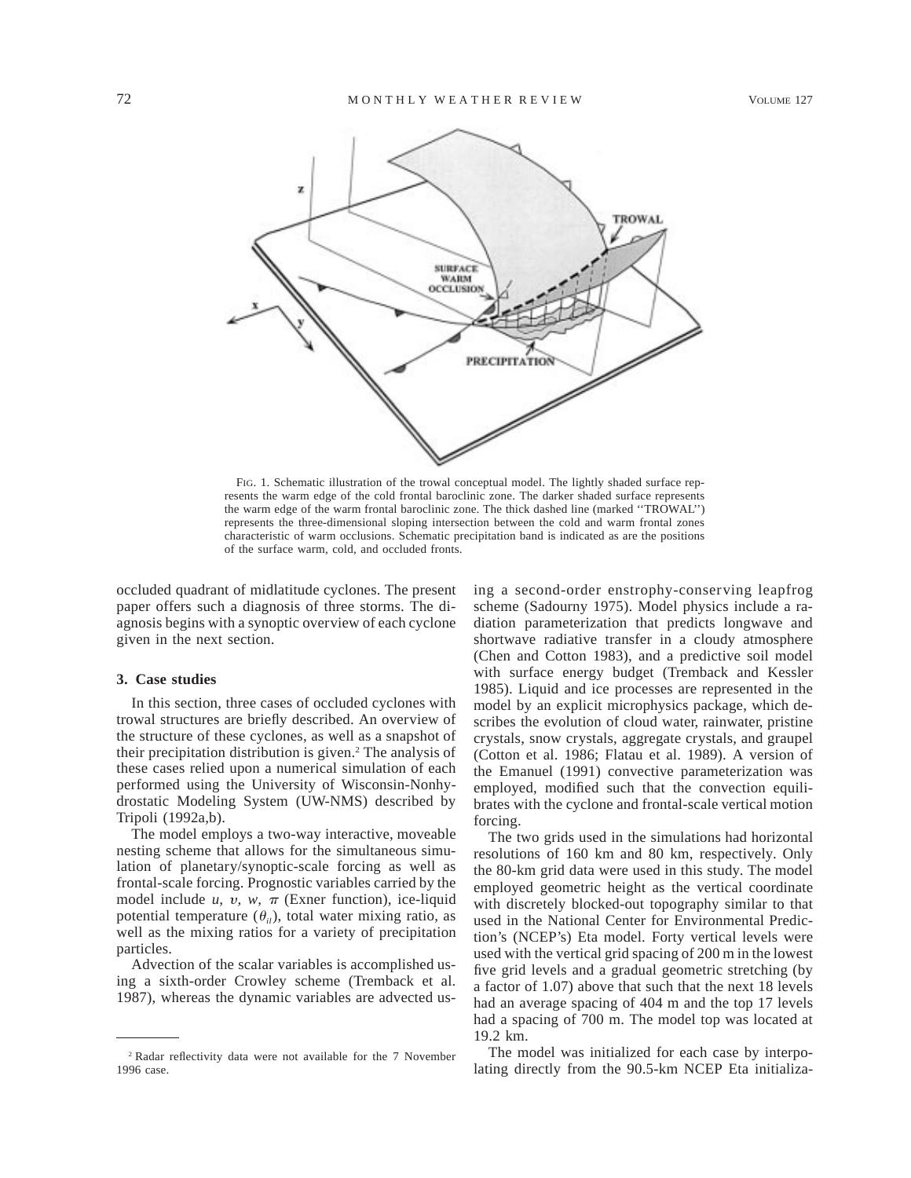FIG. 1. Schematic illustration of the trowal conceptual model. The lightly shaded surface represents the warm edge of the cold frontal baroclinic zone. The darker shaded surface represents the warm edge of the warm frontal baroclinic zone. The thick dashed line (marked ''TROWAL'') represents the three-dimensional sloping intersection between the cold and warm frontal zones characteristic of warm occlusions. Schematic precipitation band is indicated as are the positions of the surface warm, cold, and occluded fronts.

occluded quadrant of midlatitude cyclones. The present paper offers such a diagnosis of three storms. The diagnosis begins with a synoptic overview of each cyclone given in the next section.

### 3. Case studies

In this section, three cases of occluded cyclones with trowal structures are briefly described. An overview of the structure of these cyclones, as well as a snapshot of their precipitation distribution is given.[2] The analysis of these cases relied upon a numerical simulation of each performed using the University of Wisconsin-Nonhydrostatic Modeling System (UW-NMS) described by Tripoli (1992a,b).

The model employs a two-way interactive, moveable nesting scheme that allows for the simultaneous simulation of planetary/synoptic-scale forcing as well as frontal-scale forcing. Prognostic variables carried by the model include $u$, $v$, $w$, $\pi$ (Exner function), ice-liquid potential temperature ($\theta_{il}$), total water mixing ratio, as well as the mixing ratios for a variety of precipitation particles.

Advection of the scalar variables is accomplished using a sixth-order Crowley scheme (Tremback et al. 1987), whereas the dynamic variables are advected using a second-order enstrophy-conserving leapfrog scheme (Sadourny 1975). Model physics include a radiation parameterization that predicts longwave and shortwave radiative transfer in a cloudy atmosphere (Chen and Cotton 1983), and a predictive soil model with surface energy budget (Tremback and Kessler 1985). Liquid and ice processes are represented in the model by an explicit microphysics package, which describes the evolution of cloud water, rainwater, pristine crystals, snow crystals, aggregate crystals, and graupel (Cotton et al. 1986; Flatau et al. 1989). A version of the Emanuel (1991) convective parameterization was employed, modified such that the convection equilibrates with the cyclone and frontal-scale vertical motion forcing.

The two grids used in the simulations had horizontal resolutions of 160 km and 80 km, respectively. Only the 80-km grid data were used in this study. The model employed geometric height as the vertical coordinate with discretely blocked-out topography similar to that used in the National Center for Environmental Prediction's (NCEP's) Eta model. Forty vertical levels were used with the vertical grid spacing of 200 m in the lowest five grid levels and a gradual geometric stretching (by a factor of 1.07) above that such that the next 18 levels had an average spacing of 404 m and the top 17 levels had a spacing of 700 m. The model top was located at 19.2 km.

The model was initialized for each case by interpolating directly from the 90.5-km NCEP Eta initializa-

[2] Radar reflectivity data were not available for the 7 November 1996 case.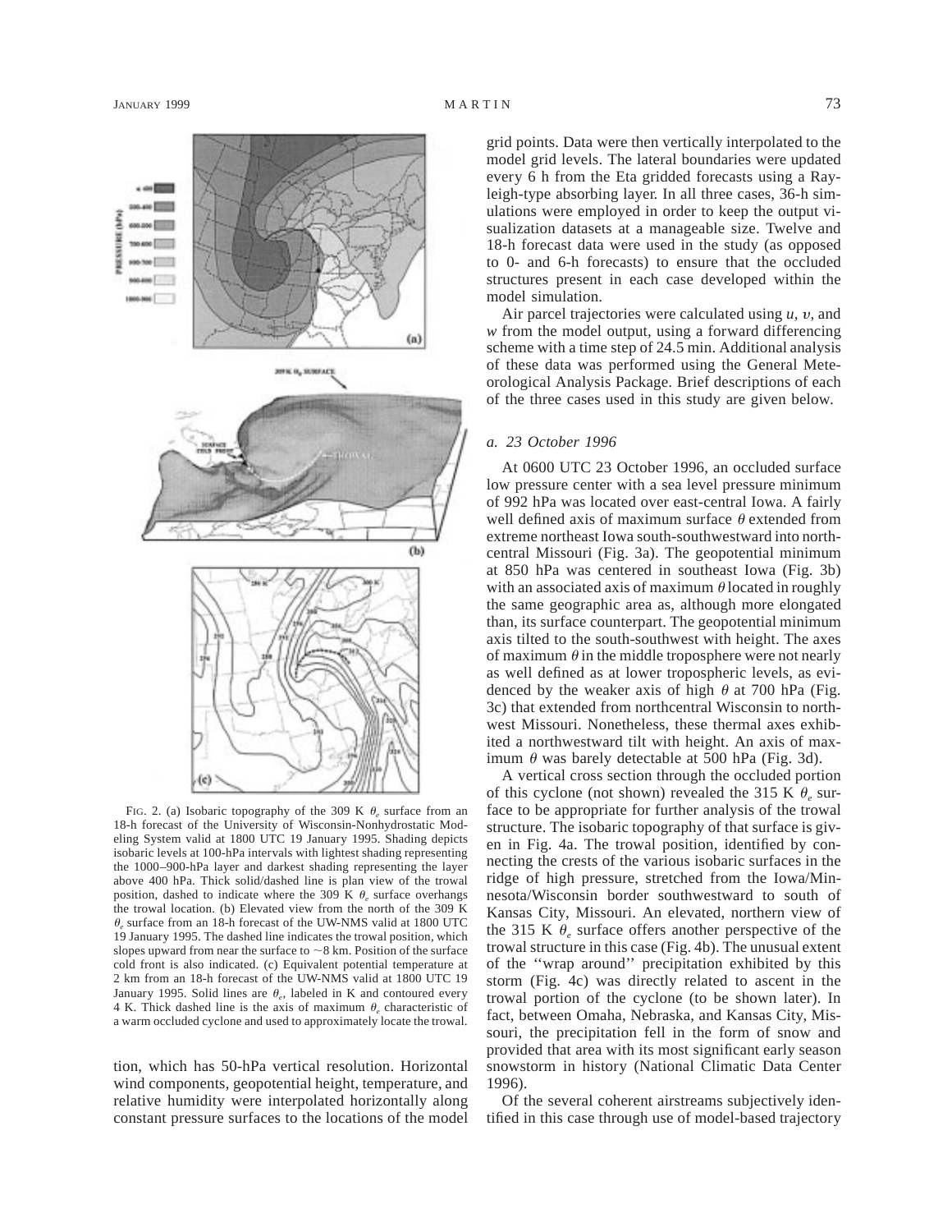FIG. 2. (a) Isobaric topography of the 309 K $\theta_e$ surface from an 18-h forecast of the University of Wisconsin-Nonhydrostatic Modeling System valid at 1800 UTC 19 January 1995. Shading depicts isobaric levels at 100-hPa intervals with lightest shading representing the 1000–900-hPa layer and darkest shading representing the layer above 400 hPa. Thick solid/dashed line is plan view of the trowal position, dashed to indicate where the 309 K $\theta_e$ surface overhangs the trowal location. (b) Elevated view from the north of the 309 K $\theta_e$ surface from an 18-h forecast of the UW-NMS valid at 1800 UTC 19 January 1995. The dashed line indicates the trowal position, which slopes upward from near the surface to ~8 km. Position of the surface cold front is also indicated. (c) Equivalent potential temperature at 2 km from an 18-h forecast of the UW-NMS valid at 1800 UTC 19 January 1995. Solid lines are $\theta_e$, labeled in K and contoured every 4 K. Thick dashed line is the axis of maximum $\theta_e$ characteristic of a warm occluded cyclone and used to approximately locate the trowal.

tion, which has 50-hPa vertical resolution. Horizontal wind components, geopotential height, temperature, and relative humidity were interpolated horizontally along constant pressure surfaces to the locations of the model grid points. Data were then vertically interpolated to the model grid levels. The lateral boundaries were updated every 6 h from the Eta gridded forecasts using a Rayleigh-type absorbing layer. In all three cases, 36-h simulations were employed in order to keep the output visualization datasets at a manageable size. Twelve and 18-h forecast data were used in the study (as opposed to 0- and 6-h forecasts) to ensure that the occluded structures present in each case developed within the model simulation.

Air parcel trajectories were calculated using $u$, $v$, and $w$ from the model output, using a forward differencing scheme with a time step of 24.5 min. Additional analysis of these data was performed using the General Meteorological Analysis Package. Brief descriptions of each of the three cases used in this study are given below.

### *a. 23 October 1996*

At 0600 UTC 23 October 1996, an occluded surface low pressure center with a sea level pressure minimum of 992 hPa was located over east-central Iowa. A fairly well defined axis of maximum surface $\theta$ extended from extreme northeast Iowa south-southwestward into north-central Missouri (Fig. 3a). The geopotential minimum at 850 hPa was centered in southeast Iowa (Fig. 3b) with an associated axis of maximum $\theta$ located in roughly the same geographic area as, although more elongated than, its surface counterpart. The geopotential minimum axis tilted to the south-southwest with height. The axes of maximum $\theta$ in the middle troposphere were not nearly as well defined as at lower tropospheric levels, as evidenced by the weaker axis of high $\theta$ at 700 hPa (Fig. 3c) that extended from northcentral Wisconsin to northwest Missouri. Nonetheless, these thermal axes exhibited a northwestward tilt with height. An axis of maximum $\theta$ was barely detectable at 500 hPa (Fig. 3d).

A vertical cross section through the occluded portion of this cyclone (not shown) revealed the 315 K $\theta_e$ surface to be appropriate for further analysis of the trowal structure. The isobaric topography of that surface is given in Fig. 4a. The trowal position, identified by connecting the crests of the various isobaric surfaces in the ridge of high pressure, stretched from the Iowa/Minnesota/Wisconsin border southwestward to south of Kansas City, Missouri. An elevated, northern view of the 315 K $\theta_e$ surface offers another perspective of the trowal structure in this case (Fig. 4b). The unusual extent of the ''wrap around'' precipitation exhibited by this storm (Fig. 4c) was directly related to ascent in the trowal portion of the cyclone (to be shown later). In fact, between Omaha, Nebraska, and Kansas City, Missouri, the precipitation fell in the form of snow and provided that area with its most significant early season snowstorm in history (National Climatic Data Center 1996).

Of the several coherent airstreams subjectively identified in this case through use of model-based trajectory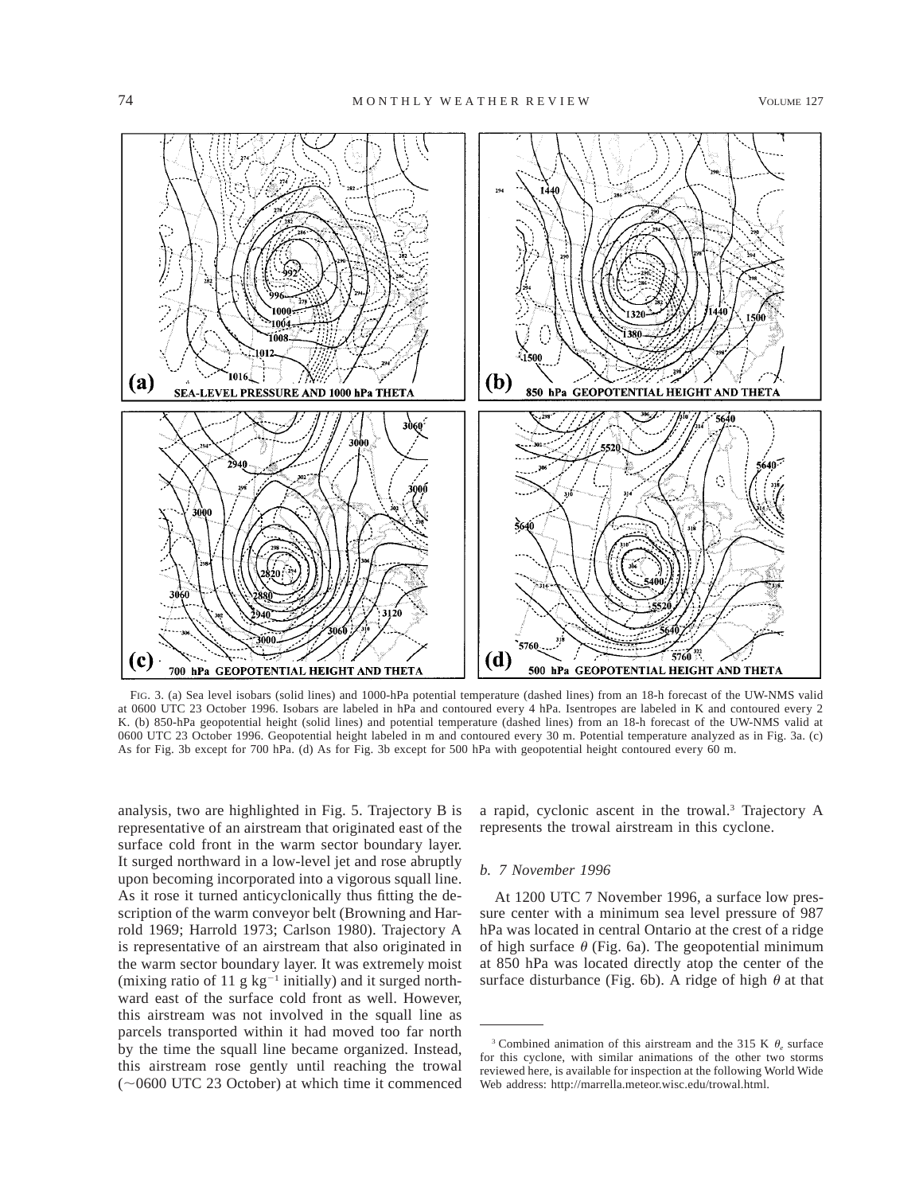FIG. 3. (a) Sea level isobars (solid lines) and 1000-hPa potential temperature (dashed lines) from an 18-h forecast of the UW-NMS valid at 0600 UTC 23 October 1996. Isobars are labeled in hPa and contoured every 4 hPa. Isentropes are labeled in K and contoured every 2 K. (b) 850-hPa geopotential height (solid lines) and potential temperature (dashed lines) from an 18-h forecast of the UW-NMS valid at 0600 UTC 23 October 1996. Geopotential height labeled in m and contoured every 30 m. Potential temperature analyzed as in Fig. 3a. (c) As for Fig. 3b except for 700 hPa. (d) As for Fig. 3b except for 500 hPa with geopotential height contoured every 60 m.

analysis, two are highlighted in Fig. 5. Trajectory B is representative of an airstream that originated east of the surface cold front in the warm sector boundary layer. It surged northward in a low-level jet and rose abruptly upon becoming incorporated into a vigorous squall line. As it rose it turned anticyclonically thus fitting the description of the warm conveyor belt (Browning and Harrold 1969; Harrold 1973; Carlson 1980). Trajectory A is representative of an airstream that also originated in the warm sector boundary layer. It was extremely moist (mixing ratio of 11 g $kg^{-1}$ initially) and it surged northward east of the surface cold front as well. However, this airstream was not involved in the squall line as parcels transported within it had moved too far north by the time the squall line became organized. Instead, this airstream rose gently until reaching the trowal (~0600 UTC 23 October) at which time it commenced a rapid, cyclonic ascent in the trowal.[3] Trajectory A represents the trowal airstream in this cyclone.

### *b. 7 November 1996*

At 1200 UTC 7 November 1996, a surface low pressure center with a minimum sea level pressure of 987 hPa was located in central Ontario at the crest of a ridge of high surface $\theta$ (Fig. 6a). The geopotential minimum at 850 hPa was located directly atop the center of the surface disturbance (Fig. 6b). A ridge of high $\theta$ at that

[3] Combined animation of this airstream and the 315 K $\theta_e$ surface for this cyclone, with similar animations of the other two storms reviewed here, is available for inspection at the following World Wide Web address: http://marrella.meteor.wisc.edu/trowal.html.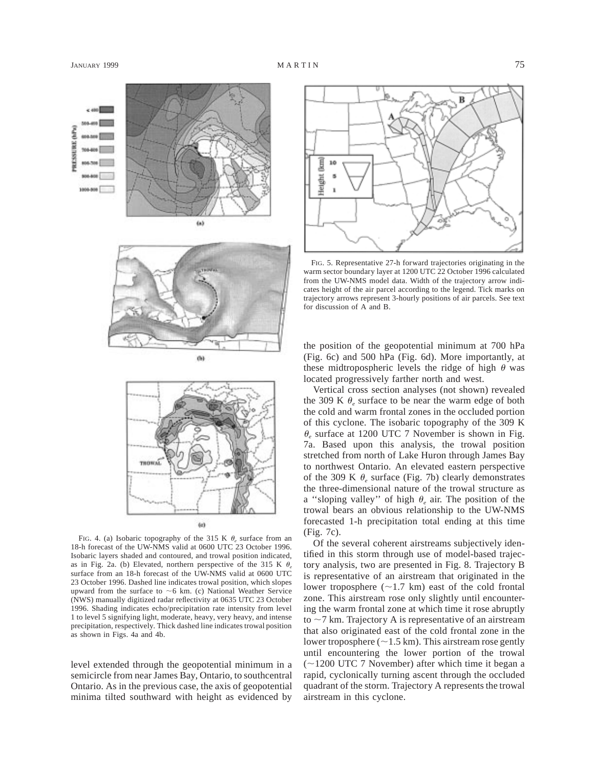FIG. 4. (a) Isobaric topography of the 315 K $\theta_e$ surface from an 18-h forecast of the UW-NMS model valid at 0600 UTC 23 October 1996. Isobaric layers shaded and contoured, and trowal position indicated, as in Fig. 2a. (b) Elevated, northern perspective of the 315 K $\theta_e$ surface from an 18-h forecast of the UW-NMS valid at 0600 UTC 23 October 1996. Dashed line indicates trowal position, which slopes upward from the surface to ~6 km. (c) National Weather Service (NWS) manually digitized radar reflectivity at 0635 UTC 23 October 1996. Shading indicates echo/precipitation rate intensity from level 1 to level 5 signifying light, moderate, heavy, very heavy, and intense precipitation, respectively. Thick dashed line indicates trowal position as shown in Figs. 4a and 4b.

FIG. 5. Representative 27-h forward trajectories originating in the warm sector boundary layer at 1200 UTC 22 October 1996 calculated from the UW-NMS model data. Width of the trajectory arrow indicates height of the air parcel according to the legend. Tick marks on trajectory arrows represent 3-hourly positions of air parcels. See text for discussion of A and B.

level extended through the geopotential minimum in a semicircle from near James Bay, Ontario, to southcentral Ontario. As in the previous case, the axis of geopotential minima tilted southward with height as evidenced by the position of the geopotential minimum at 700 hPa (Fig. 6c) and 500 hPa (Fig. 6d). More importantly, at these midtropospheric levels the ridge of high $\theta$ was located progressively farther north and west.

Vertical cross section analyses (not shown) revealed the 309 K $\theta_e$ surface to be near the warm edge of both the cold and warm frontal zones in the occluded portion of this cyclone. The isobaric topography of the 309 K $\theta_e$ surface at 1200 UTC 7 November is shown in Fig. 7a. Based upon this analysis, the trowal position stretched from north of Lake Huron through James Bay to northwest Ontario. An elevated eastern perspective of the 309 K $\theta_e$ surface (Fig. 7b) clearly demonstrates the three-dimensional nature of the trowal structure as a ''sloping valley'' of high $\theta_e$ air. The position of the trowal bears an obvious relationship to the UW-NMS forecasted 1-h precipitation total ending at this time (Fig. 7c).

Of the several coherent airstreams subjectively identified in this storm through use of model-based trajectory analysis, two are presented in Fig. 8. Trajectory B is representative of an airstream that originated in the lower troposphere (~1.7 km) east of the cold frontal zone. This airstream rose only slightly until encountering the warm frontal zone at which time it rose abruptly to ~7 km. Trajectory A is representative of an airstream that also originated east of the cold frontal zone in the lower troposphere (~1.5 km). This airstream rose gently until encountering the lower portion of the trowal (~1200 UTC 7 November) after which time it began a rapid, cyclonically turning ascent through the occluded quadrant of the storm. Trajectory A represents the trowal airstream in this cyclone.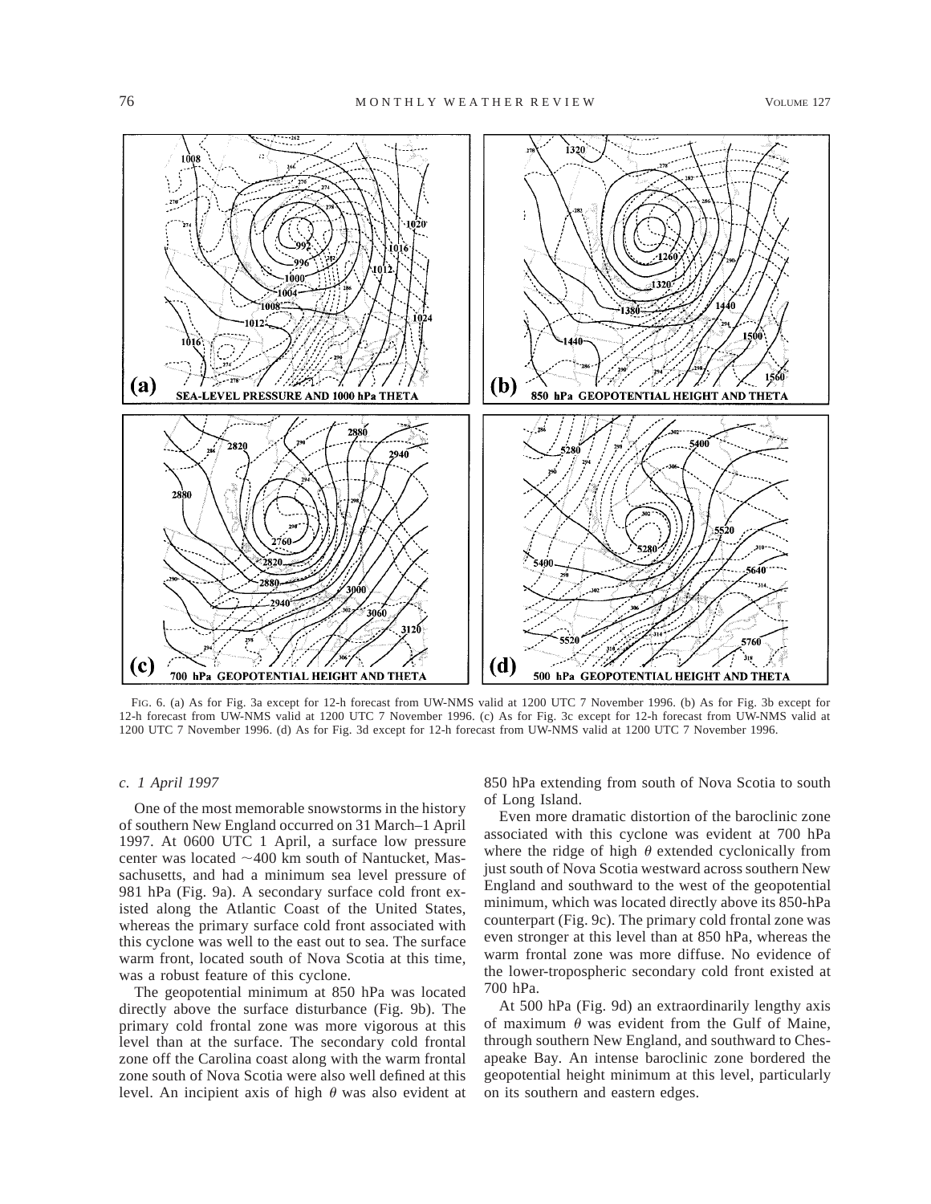FIG. 6. (a) As for Fig. 3a except for 12-h forecast from UW-NMS valid at 1200 UTC 7 November 1996. (b) As for Fig. 3b except for 12-h forecast from UW-NMS valid at 1200 UTC 7 November 1996. (c) As for Fig. 3c except for 12-h forecast from UW-NMS valid at 1200 UTC 7 November 1996. (d) As for Fig. 3d except for 12-h forecast from UW-NMS valid at 1200 UTC 7 November 1996.

### *c. 1 April 1997*

One of the most memorable snowstorms in the history of southern New England occurred on 31 March–1 April 1997. At 0600 UTC 1 April, a surface low pressure center was located ~400 km south of Nantucket, Massachusetts, and had a minimum sea level pressure of 981 hPa (Fig. 9a). A secondary surface cold front existed along the Atlantic Coast of the United States, whereas the primary surface cold front associated with this cyclone was well to the east out to sea. The surface warm front, located south of Nova Scotia at this time, was a robust feature of this cyclone.

The geopotential minimum at 850 hPa was located directly above the surface disturbance (Fig. 9b). The primary cold frontal zone was more vigorous at this level than at the surface. The secondary cold frontal zone off the Carolina coast along with the warm frontal zone south of Nova Scotia were also well defined at this level. An incipient axis of high $\theta$ was also evident at 850 hPa extending from south of Nova Scotia to south of Long Island.

Even more dramatic distortion of the baroclinic zone associated with this cyclone was evident at 700 hPa where the ridge of high $\theta$ extended cyclonically from just south of Nova Scotia westward across southern New England and southward to the west of the geopotential minimum, which was located directly above its 850-hPa counterpart (Fig. 9c). The primary cold frontal zone was even stronger at this level than at 850 hPa, whereas the warm frontal zone was more diffuse. No evidence of the lower-tropospheric secondary cold front existed at 700 hPa.

At 500 hPa (Fig. 9d) an extraordinarily lengthy axis of maximum $\theta$ was evident from the Gulf of Maine, through southern New England, and southward to Chesapeake Bay. An intense baroclinic zone bordered the geopotential height minimum at this level, particularly on its southern and eastern edges.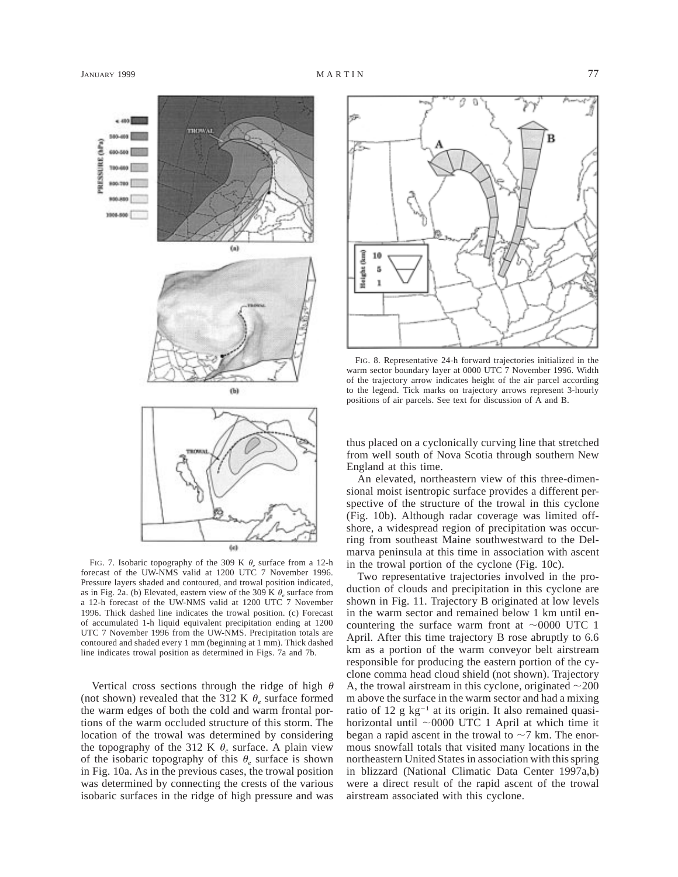FIG. 7. Isobaric topography of the 309 K $\theta_e$ surface from a 12-h forecast of the UW-NMS valid at 1200 UTC 7 November 1996. Pressure layers shaded and contoured, and trowal position indicated, as in Fig. 2a. (b) Elevated, eastern view of the 309 K $\theta_e$ surface from a 12-h forecast of the UW-NMS valid at 1200 UTC 7 November 1996. Thick dashed line indicates the trowal position. (c) Forecast of accumulated 1-h liquid equivalent precipitation ending at 1200 UTC 7 November 1996 from the UW-NMS. Precipitation totals are contoured and shaded every 1 mm (beginning at 1 mm). Thick dashed line indicates trowal position as determined in Figs. 7a and 7b.

FIG. 8. Representative 24-h forward trajectories initialized in the warm sector boundary layer at 0000 UTC 7 November 1996. Width of the trajectory arrow indicates height of the air parcel according to the legend. Tick marks on trajectory arrows represent 3-hourly positions of air parcels. See text for discussion of A and B.

Vertical cross sections through the ridge of high $\theta$ (not shown) revealed that the 312 K $\theta_e$ surface formed the warm edges of both the cold and warm frontal portions of the warm occluded structure of this storm. The location of the trowal was determined by considering the topography of the 312 K $\theta_e$ surface. A plain view of the isobaric topography of this $\theta_e$ surface is shown in Fig. 10a. As in the previous cases, the trowal position was determined by connecting the crests of the various isobaric surfaces in the ridge of high pressure and was thus placed on a cyclonically curving line that stretched from well south of Nova Scotia through southern New England at this time.

An elevated, northeastern view of this three-dimensional moist isentropic surface provides a different perspective of the structure of the trowal in this cyclone (Fig. 10b). Although radar coverage was limited offshore, a widespread region of precipitation was occurring from southeast Maine southwestward to the Delmarva peninsula at this time in association with ascent in the trowal portion of the cyclone (Fig. 10c).

Two representative trajectories involved in the production of clouds and precipitation in this cyclone are shown in Fig. 11. Trajectory B originated at low levels in the warm sector and remained below 1 km until encountering the surface warm front at ~0000 UTC 1 April. After this time trajectory B rose abruptly to 6.6 km as a portion of the warm conveyor belt airstream responsible for producing the eastern portion of the cyclone comma head cloud shield (not shown). Trajectory A, the trowal airstream in this cyclone, originated ~200 m above the surface in the warm sector and had a mixing ratio of 12 g kg$^{-1}$ at its origin. It also remained quasi-horizontal until ~0000 UTC 1 April at which time it began a rapid ascent in the trowal to ~7 km. The enormous snowfall totals that visited many locations in the northeastern United States in association with this spring in blizzard (National Climatic Data Center 1997a,b) were a direct result of the rapid ascent of the trowal airstream associated with this cyclone.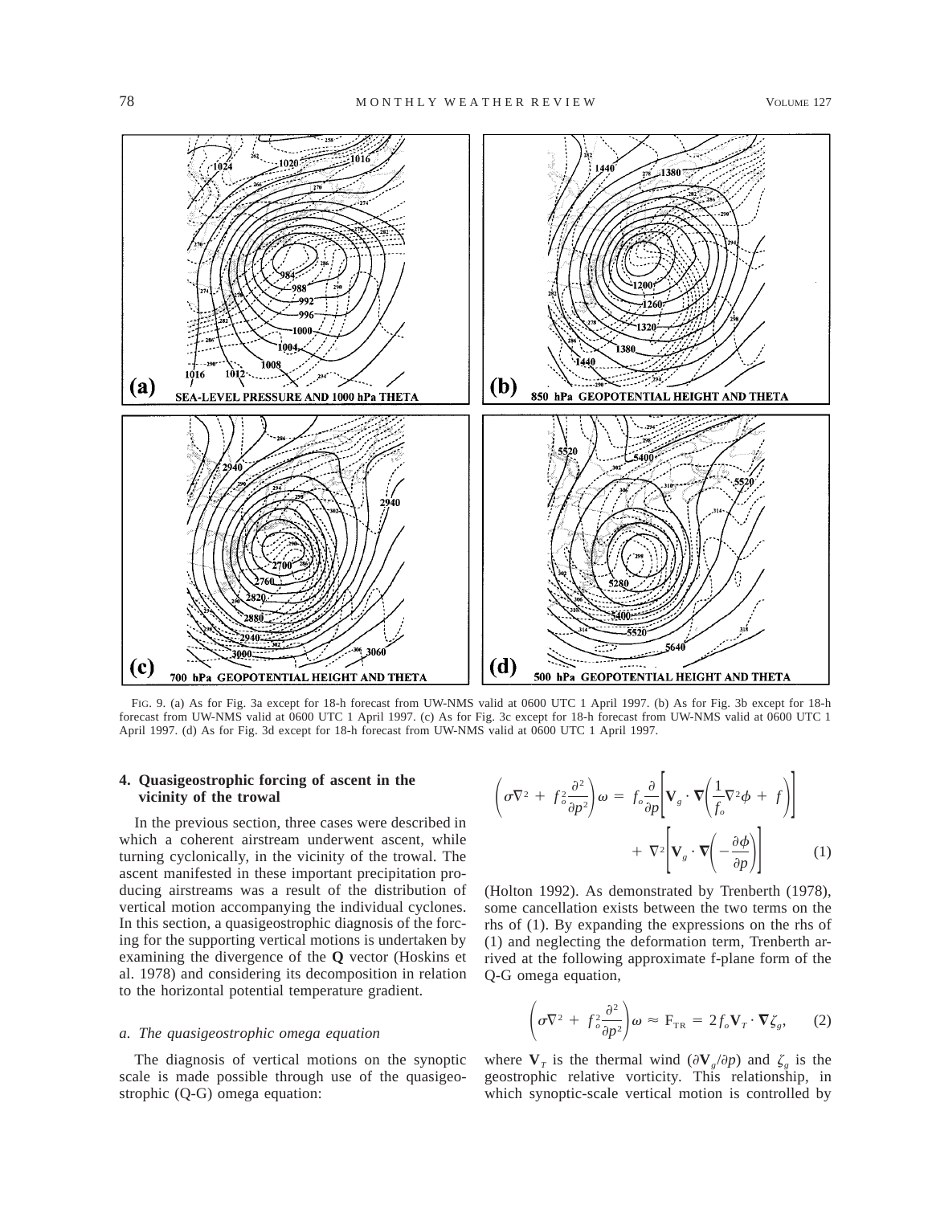FIG. 9. (a) As for Fig. 3a except for 18-h forecast from UW-NMS valid at 0600 UTC 1 April 1997. (b) As for Fig. 3b except for 18-h forecast from UW-NMS valid at 0600 UTC 1 April 1997. (c) As for Fig. 3c except for 18-h forecast from UW-NMS valid at 0600 UTC 1 April 1997. (d) As for Fig. 3d except for 18-h forecast from UW-NMS valid at 0600 UTC 1 April 1997.

## 4. Quasigeostrophic forcing of ascent in the vicinity of the trowal

In the previous section, three cases were described in which a coherent airstream underwent ascent, while turning cyclonically, in the vicinity of the trowal. The ascent manifested in these important precipitation producing airstreams was a result of the distribution of vertical motion accompanying the individual cyclones. In this section, a quasigeostrophic diagnosis of the forcing for the supporting vertical motions is undertaken by examining the divergence of the **Q** vector (Hoskins et al. 1978) and considering its decomposition in relation to the horizontal potential temperature gradient.

### *a. The quasigeostrophic omega equation*

The diagnosis of vertical motions on the synoptic scale is made possible through use of the quasigeostrophic (Q-G) omega equation:

$$\left(\sigma\nabla^2 + f_o^2\frac{\partial^2}{\partial p^2}\right)\omega = f_o\frac{\partial}{\partial p}\left[\mathbf{V}_g\cdot\nabla\left(\frac{1}{f_o}\nabla^2\phi + f\right)\right] + \nabla^2\left[\mathbf{V}_g\cdot\nabla\left(-\frac{\partial\phi}{\partial p}\right)\right] \tag{1}$$

(Holton 1992). As demonstrated by Trenberth (1978), some cancellation exists between the two terms on the rhs of (1). By expanding the expressions on the rhs of (1) and neglecting the deformation term, Trenberth arrived at the following approximate f-plane form of the Q-G omega equation,

$$\left(\sigma\nabla^2 + f_o^2\frac{\partial^2}{\partial p^2}\right)\omega \approx \mathrm{F}_{\mathrm{TR}} = 2f_o\mathbf{V}_T\cdot\nabla\zeta_g, \tag{2}$$

where $\mathbf{V}_T$ is the thermal wind ($\partial\mathbf{V}_g/\partial p$) and $\zeta_g$ is the geostrophic relative vorticity. This relationship, in which synoptic-scale vertical motion is controlled by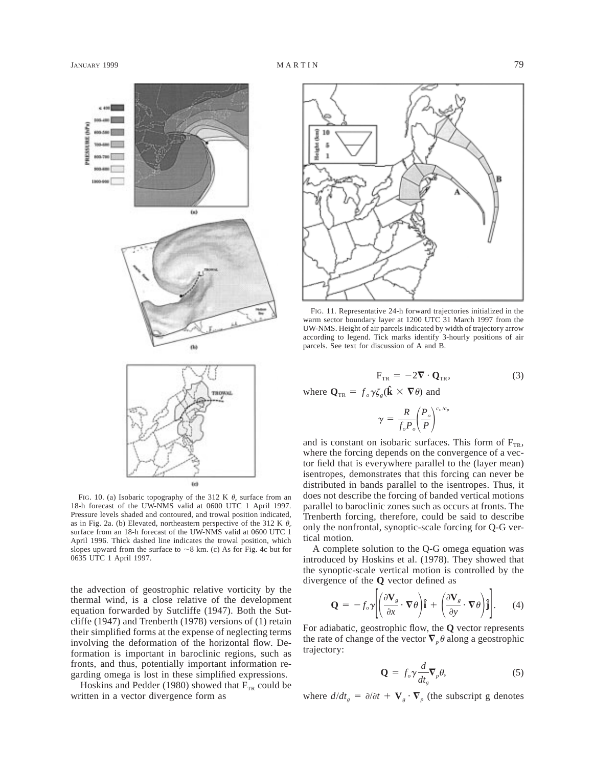FIG. 10. (a) Isobaric topography of the 312 K $\theta_e$ surface from an 18-h forecast of the UW-NMS valid at 0600 UTC 1 April 1997. Pressure levels shaded and contoured, and trowal position indicated, as in Fig. 2a. (b) Elevated, northeastern perspective of the 312 K $\theta_e$ surface from an 18-h forecast of the UW-NMS valid at 0600 UTC 1 April 1996. Thick dashed line indicates the trowal position, which slopes upward from the surface to ~8 km. (c) As for Fig. 4c but for 0635 UTC 1 April 1997.

the advection of geostrophic relative vorticity by the thermal wind, is a close relative of the development equation forwarded by Sutcliffe (1947). Both the Sutcliffe (1947) and Trenberth (1978) versions of (1) retain their simplified forms at the expense of neglecting terms involving the deformation of the horizontal flow. Deformation is important in baroclinic regions, such as fronts, and thus, potentially important information regarding omega is lost in these simplified expressions.

Hoskins and Pedder (1980) showed that $F_{TR}$ could be written in a vector divergence form as

FIG. 11. Representative 24-h forward trajectories initialized in the warm sector boundary layer at 1200 UTC 31 March 1997 from the UW-NMS. Height of air parcels indicated by width of trajectory arrow according to legend. Tick marks identify 3-hourly positions of air parcels. See text for discussion of A and B.

$$F_{TR} = -2\nabla \cdot \mathbf{Q}_{TR}, \tag{3}$$

where $\mathbf{Q}_{TR} = f_o \gamma \zeta_g (\hat{\mathbf{k}} \times \nabla\theta)$ and

$$\gamma = \frac{R}{f_o P_o}\left(\frac{P_o}{P}\right)^{c_v/c_p}$$

and is constant on isobaric surfaces. This form of $F_{TR}$, where the forcing depends on the convergence of a vector field that is everywhere parallel to the (layer mean) isentropes, demonstrates that this forcing can never be distributed in bands parallel to the isentropes. Thus, it does not describe the forcing of banded vertical motions parallel to baroclinic zones such as occurs at fronts. The Trenberth forcing, therefore, could be said to describe only the nonfrontal, synoptic-scale forcing for Q-G vertical motion.

A complete solution to the Q-G omega equation was introduced by Hoskins et al. (1978). They showed that the synoptic-scale vertical motion is controlled by the divergence of the **Q** vector defined as

$$\mathbf{Q} = -f_o\gamma\left[\left(\frac{\partial \mathbf{V}_g}{\partial x}\cdot\nabla\theta\right)\hat{\mathbf{i}} + \left(\frac{\partial \mathbf{V}_g}{\partial y}\cdot\nabla\theta\right)\hat{\mathbf{j}}\right]. \tag{4}$$

For adiabatic, geostrophic flow, the **Q** vector represents the rate of change of the vector $\nabla_p\theta$ along a geostrophic trajectory:

$$\mathbf{Q} = f_o\gamma\frac{d}{dt_g}\nabla_p\theta, \tag{5}$$

where $d/dt_g = \partial/\partial t + \mathbf{V}_g \cdot \nabla_p$ (the subscript g denotes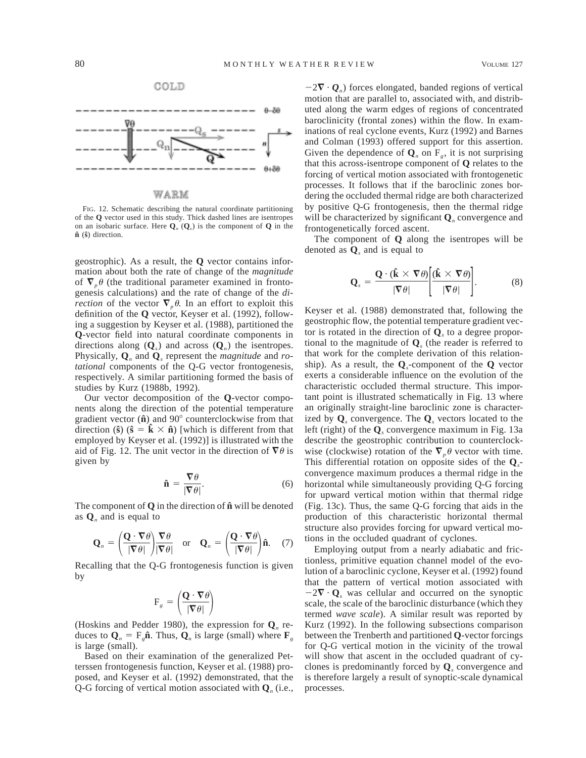FIG. 12. Schematic describing the natural coordinate partitioning of the **Q** vector used in this study. Thick dashed lines are isentropes on an isobaric surface. Here $\mathbf{Q}_n$ ($\mathbf{Q}_s$) is the component of **Q** in the $\hat{\mathbf{n}}$ ($\hat{\mathbf{s}}$) direction.

geostrophic). As a result, the **Q** vector contains information about both the rate of change of the *magnitude* of $\nabla_p \theta$ (the traditional parameter examined in frontogenesis calculations) and the rate of change of the *direction* of the vector $\nabla_p \theta$. In an effort to exploit this definition of the **Q** vector, Keyser et al. (1992), following a suggestion by Keyser et al. (1988), partitioned the **Q**-vector field into natural coordinate components in directions along ($\mathbf{Q}_s$) and across ($\mathbf{Q}_n$) the isentropes. Physically, $\mathbf{Q}_n$ and $\mathbf{Q}_s$ represent the *magnitude* and *rotational* components of the Q-G vector frontogenesis, respectively. A similar partitioning formed the basis of studies by Kurz (1988b, 1992).

Our vector decomposition of the **Q**-vector components along the direction of the potential temperature gradient vector ($\hat{\mathbf{n}}$) and 90° counterclockwise from that direction ($\hat{\mathbf{s}}$) ($\hat{\mathbf{s}} = \hat{\mathbf{k}} \times \hat{\mathbf{n}}$) [which is different from that employed by Keyser et al. (1992)] is illustrated with the aid of Fig. 12. The unit vector in the direction of $\nabla\theta$ is given by

$$\hat{\mathbf{n}} = \frac{\nabla\theta}{|\nabla\theta|}. \tag{6}$$

The component of **Q** in the direction of $\hat{\mathbf{n}}$ will be denoted as $\mathbf{Q}_n$ and is equal to

$$\mathbf{Q}_n = \left(\frac{\mathbf{Q}\cdot\nabla\theta}{|\nabla\theta|}\right)\frac{\nabla\theta}{|\nabla\theta|} \quad \text{or} \quad \mathbf{Q}_n = \left(\frac{\mathbf{Q}\cdot\nabla\theta}{|\nabla\theta|}\right)\hat{\mathbf{n}}. \tag{7}$$

Recalling that the Q-G frontogenesis function is given by

$$\mathrm{F}_g = \left(\frac{\mathbf{Q}\cdot\nabla\theta}{|\nabla\theta|}\right)$$

(Hoskins and Pedder 1980), the expression for $\mathbf{Q}_n$ reduces to $\mathbf{Q}_n = \mathrm{F}_g\hat{\mathbf{n}}$. Thus, $\mathbf{Q}_n$ is large (small) where $\mathbf{F}_g$ is large (small).

Based on their examination of the generalized Petterssen frontogenesis function, Keyser et al. (1988) proposed, and Keyser et al. (1992) demonstrated, that the Q-G forcing of vertical motion associated with $\mathbf{Q}_n$ (i.e., $-2\nabla\cdot\mathbf{Q}_n$) forces elongated, banded regions of vertical motion that are parallel to, associated with, and distributed along the warm edges of regions of concentrated baroclinicity (frontal zones) within the flow. In examinations of real cyclone events, Kurz (1992) and Barnes and Colman (1993) offered support for this assertion. Given the dependence of $\mathbf{Q}_n$ on $\mathrm{F}_g$, it is not surprising that this across-isentrope component of **Q** relates to the forcing of vertical motion associated with frontogenetic processes. It follows that if the baroclinic zones bordering the occluded thermal ridge are both characterized by positive Q-G frontogenesis, then the thermal ridge will be characterized by significant $\mathbf{Q}_n$ convergence and frontogenetically forced ascent.

The component of **Q** along the isentropes will be denoted as $\mathbf{Q}_s$ and is equal to

$$\mathbf{Q}_s = \frac{\mathbf{Q}\cdot(\hat{\mathbf{k}}\times\nabla\theta)}{|\nabla\theta|}\left[\frac{(\hat{\mathbf{k}}\times\nabla\theta)}{|\nabla\theta|}\right]. \tag{8}$$

Keyser et al. (1988) demonstrated that, following the geostrophic flow, the potential temperature gradient vector is rotated in the direction of $\mathbf{Q}_s$ to a degree proportional to the magnitude of $\mathbf{Q}_s$ (the reader is referred to that work for the complete derivation of this relationship). As a result, the $\mathbf{Q}_s$-component of the **Q** vector exerts a considerable influence on the evolution of the characteristic occluded thermal structure. This important point is illustrated schematically in Fig. 13 where an originally straight-line baroclinic zone is characterized by $\mathbf{Q}_s$ convergence. The $\mathbf{Q}_s$ vectors located to the left (right) of the $\mathbf{Q}_s$ convergence maximum in Fig. 13a describe the geostrophic contribution to counterclockwise (clockwise) rotation of the $\nabla_p\theta$ vector with time. This differential rotation on opposite sides of the $\mathbf{Q}_s$-convergence maximum produces a thermal ridge in the horizontal while simultaneously providing Q-G forcing for upward vertical motion within that thermal ridge (Fig. 13c). Thus, the same Q-G forcing that aids in the production of this characteristic horizontal thermal structure also provides forcing for upward vertical motions in the occluded quadrant of cyclones.

Employing output from a nearly adiabatic and frictionless, primitive equation channel model of the evolution of a baroclinic cyclone, Keyser et al. (1992) found that the pattern of vertical motion associated with $-2\nabla\cdot\mathbf{Q}_s$ was cellular and occurred on the synoptic scale, the scale of the baroclinic disturbance (which they termed *wave scale*). A similar result was reported by Kurz (1992). In the following subsections comparison between the Trenberth and partitioned **Q**-vector forcings for Q-G vertical motion in the vicinity of the trowal will show that ascent in the occluded quadrant of cyclones is predominantly forced by $\mathbf{Q}_s$ convergence and is therefore largely a result of synoptic-scale dynamical processes.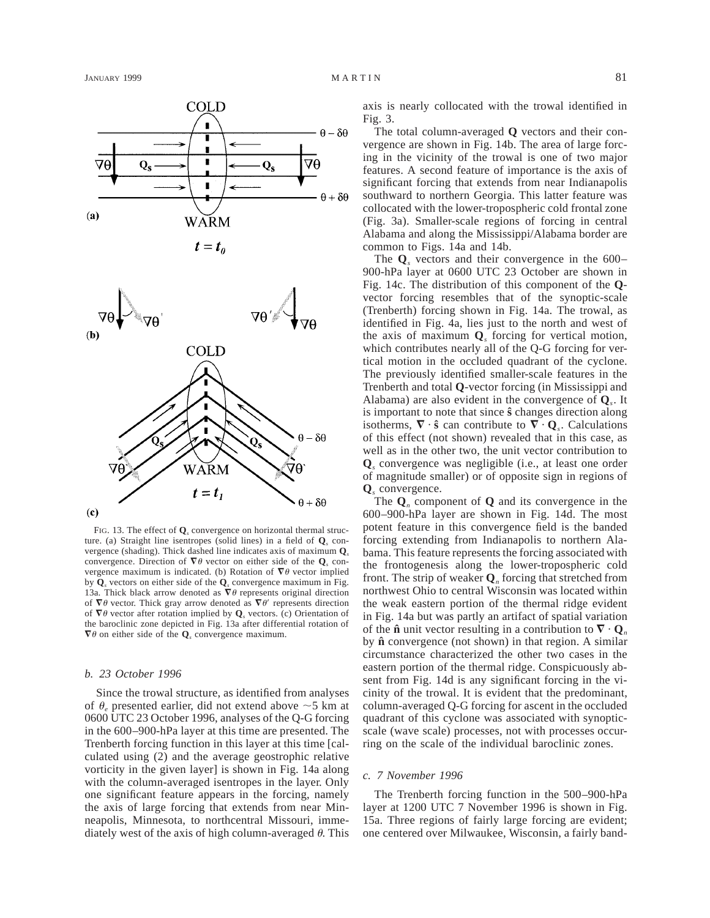FIG. 13. The effect of $\mathbf{Q}_s$ convergence on horizontal thermal structure. (a) Straight line isentropes (solid lines) in a field of $\mathbf{Q}_s$ convergence (shading). Thick dashed line indicates axis of maximum $\mathbf{Q}_s$ convergence. Direction of $\nabla\theta$ vector on either side of the $\mathbf{Q}_s$ convergence maximum is indicated. (b) Rotation of $\nabla\theta$ vector implied by $\mathbf{Q}_s$ vectors on either side of the $\mathbf{Q}_s$ convergence maximum in Fig. 13a. Thick black arrow denoted as $\nabla\theta$ represents original direction of $\nabla\theta$ vector. Thick gray arrow denoted as $\nabla\theta'$ represents direction of $\nabla\theta$ vector after rotation implied by $\mathbf{Q}_s$ vectors. (c) Orientation of the baroclinic zone depicted in Fig. 13a after differential rotation of $\nabla\theta$ on either side of the $\mathbf{Q}_s$ convergence maximum.

### *b. 23 October 1996*

Since the trowal structure, as identified from analyses of $\theta_e$ presented earlier, did not extend above ~5 km at 0600 UTC 23 October 1996, analyses of the Q-G forcing in the 600–900-hPa layer at this time are presented. The Trenberth forcing function in this layer at this time [calculated using (2) and the average geostrophic relative vorticity in the given layer] is shown in Fig. 14a along with the column-averaged isentropes in the layer. Only one significant feature appears in the forcing, namely the axis of large forcing that extends from near Minneapolis, Minnesota, to northcentral Missouri, immediately west of the axis of high column-averaged $\theta$. This axis is nearly collocated with the trowal identified in Fig. 3.

The total column-averaged **Q** vectors and their convergence are shown in Fig. 14b. The area of large forcing in the vicinity of the trowal is one of two major features. A second feature of importance is the axis of significant forcing that extends from near Indianapolis southward to northern Georgia. This latter feature was collocated with the lower-tropospheric cold frontal zone (Fig. 3a). Smaller-scale regions of forcing in central Alabama and along the Mississippi/Alabama border are common to Figs. 14a and 14b.

The $\mathbf{Q}_s$ vectors and their convergence in the 600–900-hPa layer at 0600 UTC 23 October are shown in Fig. 14c. The distribution of this component of the **Q**-vector forcing resembles that of the synoptic-scale (Trenberth) forcing shown in Fig. 14a. The trowal, as identified in Fig. 4a, lies just to the north and west of the axis of maximum $\mathbf{Q}_s$ forcing for vertical motion, which contributes nearly all of the Q-G forcing for vertical motion in the occluded quadrant of the cyclone. The previously identified smaller-scale features in the Trenberth and total **Q**-vector forcing (in Mississippi and Alabama) are also evident in the convergence of $\mathbf{Q}_s$. It is important to note that since $\hat{\mathbf{s}}$ changes direction along isotherms, $\nabla \cdot \hat{\mathbf{s}}$ can contribute to $\nabla \cdot \mathbf{Q}_s$. Calculations of this effect (not shown) revealed that in this case, as well as in the other two, the unit vector contribution to $\mathbf{Q}_s$ convergence was negligible (i.e., at least one order of magnitude smaller) or of opposite sign in regions of $\mathbf{Q}_s$ convergence.

The $\mathbf{Q}_n$ component of **Q** and its convergence in the 600–900-hPa layer are shown in Fig. 14d. The most potent feature in this convergence field is the banded forcing extending from Indianapolis to northern Alabama. This feature represents the forcing associated with the frontogenesis along the lower-tropospheric cold front. The strip of weaker $\mathbf{Q}_n$ forcing that stretched from northwest Ohio to central Wisconsin was located within the weak eastern portion of the thermal ridge evident in Fig. 14a but was partly an artifact of spatial variation of the $\hat{\mathbf{n}}$ unit vector resulting in a contribution to $\nabla \cdot \mathbf{Q}_n$ by $\hat{\mathbf{n}}$ convergence (not shown) in that region. A similar circumstance characterized the other two cases in the eastern portion of the thermal ridge. Conspicuously absent from Fig. 14d is any significant forcing in the vicinity of the trowal. It is evident that the predominant, column-averaged Q-G forcing for ascent in the occluded quadrant of this cyclone was associated with synoptic-scale (wave scale) processes, not with processes occurring on the scale of the individual baroclinic zones.

### *c. 7 November 1996*

The Trenberth forcing function in the 500–900-hPa layer at 1200 UTC 7 November 1996 is shown in Fig. 15a. Three regions of fairly large forcing are evident; one centered over Milwaukee, Wisconsin, a fairly band-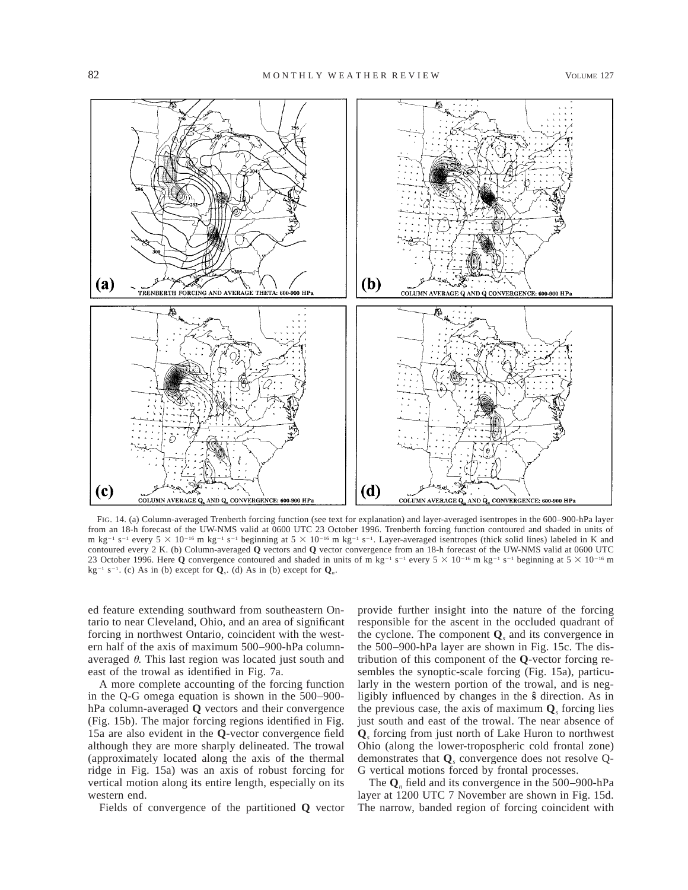FIG. 14. (a) Column-averaged Trenberth forcing function (see text for explanation) and layer-averaged isentropes in the 600–900-hPa layer from an 18-h forecast of the UW-NMS valid at 0600 UTC 23 October 1996. Trenberth forcing function contoured and shaded in units of m kg$^{-1}$ s$^{-1}$ every $5 \times 10^{-16}$ m kg$^{-1}$ s$^{-1}$ beginning at $5 \times 10^{-16}$ m kg$^{-1}$ s$^{-1}$. Layer-averaged isentropes (thick solid lines) labeled in K and contoured every 2 K. (b) Column-averaged **Q** vectors and **Q** vector convergence from an 18-h forecast of the UW-NMS valid at 0600 UTC 23 October 1996. Here **Q** convergence contoured and shaded in units of m kg$^{-1}$ s$^{-1}$ every $5 \times 10^{-16}$ m kg$^{-1}$ s$^{-1}$ beginning at $5 \times 10^{-16}$ m kg$^{-1}$ s$^{-1}$. (c) As in (b) except for $\mathbf{Q}_s$. (d) As in (b) except for $\mathbf{Q}_n$.

ed feature extending southward from southeastern Ontario to near Cleveland, Ohio, and an area of significant forcing in northwest Ontario, coincident with the western half of the axis of maximum 500–900-hPa column-averaged $\theta$. This last region was located just south and east of the trowal as identified in Fig. 7a.

A more complete accounting of the forcing function in the Q-G omega equation is shown in the 500–900-hPa column-averaged **Q** vectors and their convergence (Fig. 15b). The major forcing regions identified in Fig. 15a are also evident in the **Q**-vector convergence field although they are more sharply delineated. The trowal (approximately located along the axis of the thermal ridge in Fig. 15a) was an axis of robust forcing for vertical motion along its entire length, especially on its western end.

Fields of convergence of the partitioned **Q** vector provide further insight into the nature of the forcing responsible for the ascent in the occluded quadrant of the cyclone. The component $\mathbf{Q}_s$ and its convergence in the 500–900-hPa layer are shown in Fig. 15c. The distribution of this component of the **Q**-vector forcing resembles the synoptic-scale forcing (Fig. 15a), particularly in the western portion of the trowal, and is negligibly influenced by changes in the $\hat{\mathbf{s}}$ direction. As in the previous case, the axis of maximum $\mathbf{Q}_s$ forcing lies just south and east of the trowal. The near absence of $\mathbf{Q}_s$ forcing from just north of Lake Huron to northwest Ohio (along the lower-tropospheric cold frontal zone) demonstrates that $\mathbf{Q}_s$ convergence does not resolve Q-G vertical motions forced by frontal processes.

The $\mathbf{Q}_n$ field and its convergence in the 500–900-hPa layer at 1200 UTC 7 November are shown in Fig. 15d. The narrow, banded region of forcing coincident with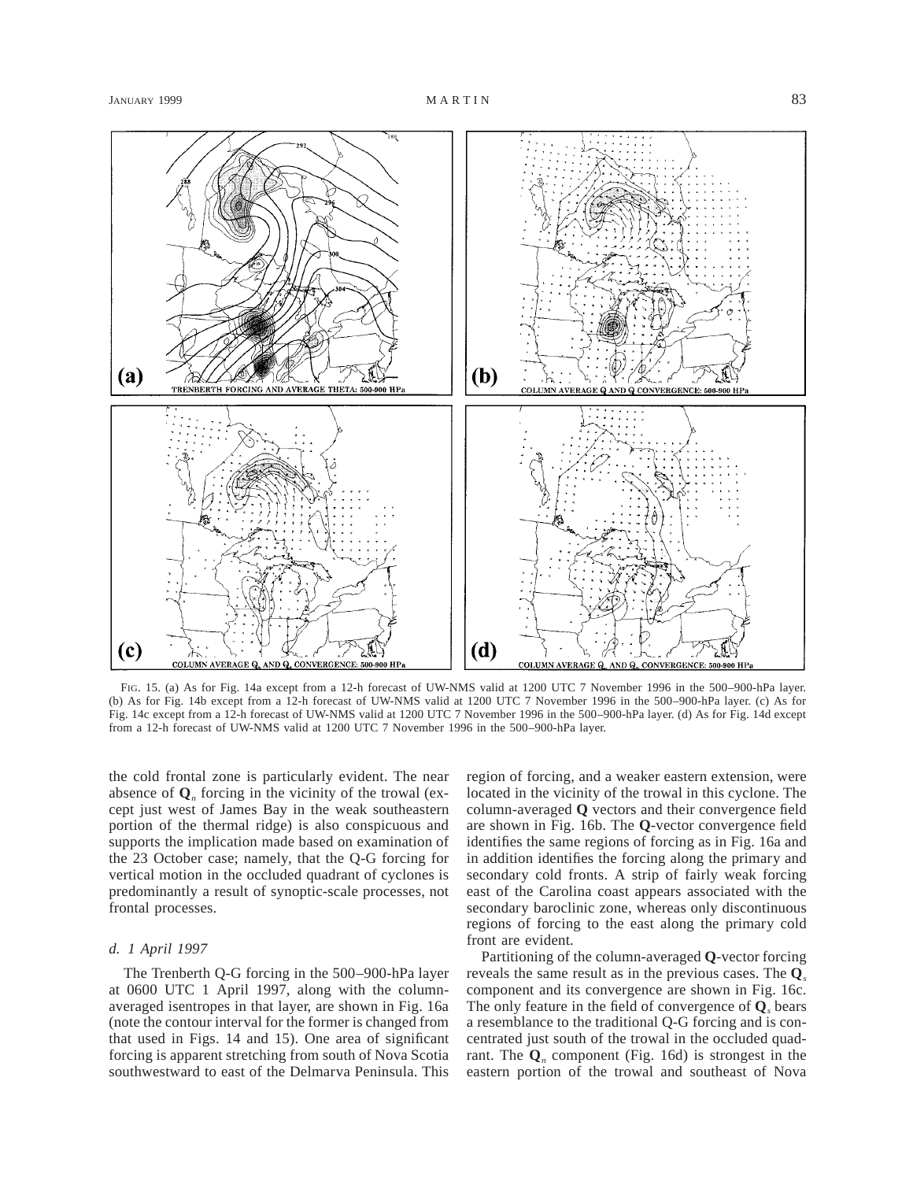FIG. 15. (a) As for Fig. 14a except from a 12-h forecast of UW-NMS valid at 1200 UTC 7 November 1996 in the 500–900-hPa layer. (b) As for Fig. 14b except from a 12-h forecast of UW-NMS valid at 1200 UTC 7 November 1996 in the 500–900-hPa layer. (c) As for Fig. 14c except from a 12-h forecast of UW-NMS valid at 1200 UTC 7 November 1996 in the 500–900-hPa layer. (d) As for Fig. 14d except from a 12-h forecast of UW-NMS valid at 1200 UTC 7 November 1996 in the 500–900-hPa layer.

the cold frontal zone is particularly evident. The near absence of $\mathbf{Q}_n$ forcing in the vicinity of the trowal (except just west of James Bay in the weak southeastern portion of the thermal ridge) is also conspicuous and supports the implication made based on examination of the 23 October case; namely, that the Q-G forcing for vertical motion in the occluded quadrant of cyclones is predominantly a result of synoptic-scale processes, not frontal processes.

### *d. 1 April 1997*

The Trenberth Q-G forcing in the 500–900-hPa layer at 0600 UTC 1 April 1997, along with the column-averaged isentropes in that layer, are shown in Fig. 16a (note the contour interval for the former is changed from that used in Figs. 14 and 15). One area of significant forcing is apparent stretching from south of Nova Scotia southwestward to east of the Delmarva Peninsula. This region of forcing, and a weaker eastern extension, were located in the vicinity of the trowal in this cyclone. The column-averaged **Q** vectors and their convergence field are shown in Fig. 16b. The **Q**-vector convergence field identifies the same regions of forcing as in Fig. 16a and in addition identifies the forcing along the primary and secondary cold fronts. A strip of fairly weak forcing east of the Carolina coast appears associated with the secondary baroclinic zone, whereas only discontinuous regions of forcing to the east along the primary cold front are evident.

Partitioning of the column-averaged **Q**-vector forcing reveals the same result as in the previous cases. The $\mathbf{Q}_s$ component and its convergence are shown in Fig. 16c. The only feature in the field of convergence of $\mathbf{Q}_s$ bears a resemblance to the traditional Q-G forcing and is concentrated just south of the trowal in the occluded quadrant. The $\mathbf{Q}_n$ component (Fig. 16d) is strongest in the eastern portion of the trowal and southeast of Nova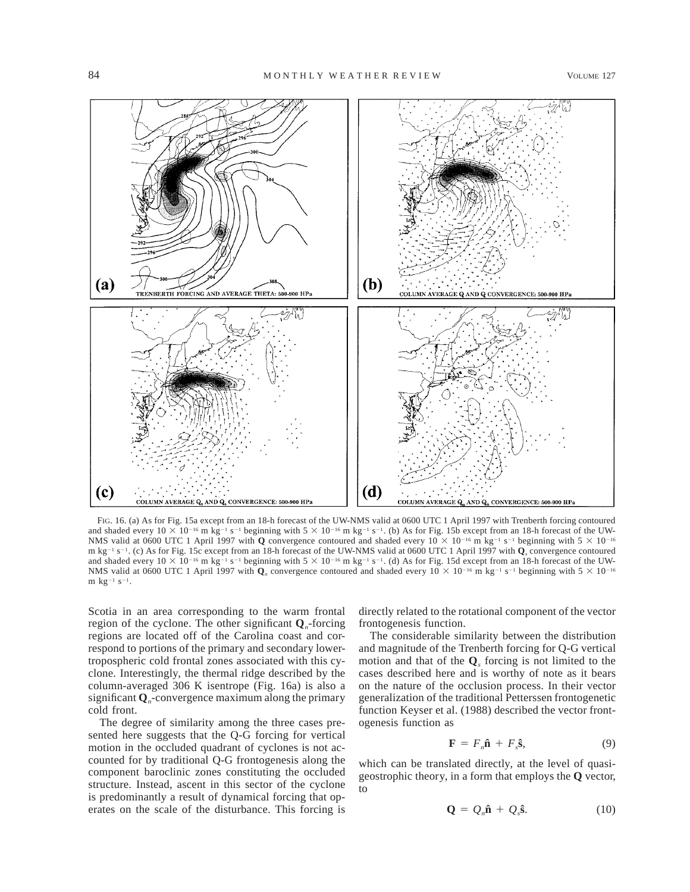FIG. 16. (a) As for Fig. 15a except from an 18-h forecast of the UW-NMS valid at 0600 UTC 1 April 1997 with Trenberth forcing contoured and shaded every $10 \times 10^{-16}$ m kg$^{-1}$ s$^{-1}$ beginning with $5 \times 10^{-16}$ m kg$^{-1}$ s$^{-1}$. (b) As for Fig. 15b except from an 18-h forecast of the UW-NMS valid at 0600 UTC 1 April 1997 with **Q** convergence contoured and shaded every $10 \times 10^{-16}$ m kg$^{-1}$ s$^{-1}$ beginning with $5 \times 10^{-16}$ m kg$^{-1}$ s$^{-1}$. (c) As for Fig. 15c except from an 18-h forecast of the UW-NMS valid at 0600 UTC 1 April 1997 with $\mathbf{Q}_s$ convergence contoured and shaded every $10 \times 10^{-16}$ m kg$^{-1}$ s$^{-1}$ beginning with $5 \times 10^{-16}$ m kg$^{-1}$ s$^{-1}$. (d) As for Fig. 15d except from an 18-h forecast of the UW-NMS valid at 0600 UTC 1 April 1997 with $\mathbf{Q}_n$ convergence contoured and shaded every $10 \times 10^{-16}$ m kg$^{-1}$ s$^{-1}$ beginning with $5 \times 10^{-16}$ m kg$^{-1}$ s$^{-1}$.

Scotia in an area corresponding to the warm frontal region of the cyclone. The other significant $\mathbf{Q}_n$-forcing regions are located off of the Carolina coast and correspond to portions of the primary and secondary lower-tropospheric cold frontal zones associated with this cyclone. Interestingly, the thermal ridge described by the column-averaged 306 K isentrope (Fig. 16a) is also a significant $\mathbf{Q}_n$-convergence maximum along the primary cold front.

The degree of similarity among the three cases presented here suggests that the Q-G forcing for vertical motion in the occluded quadrant of cyclones is not accounted for by traditional Q-G frontogenesis along the component baroclinic zones constituting the occluded structure. Instead, ascent in this sector of the cyclone is predominantly a result of dynamical forcing that operates on the scale of the disturbance. This forcing is directly related to the rotational component of the vector frontogenesis function.

The considerable similarity between the distribution and magnitude of the Trenberth forcing for Q-G vertical motion and that of the $\mathbf{Q}_s$ forcing is not limited to the cases described here and is worthy of note as it bears on the nature of the occlusion process. In their vector generalization of the traditional Petterssen frontogenetic function Keyser et al. (1988) described the vector frontogenesis function as

$$\mathbf{F} = F_n\hat{\mathbf{n}} + F_s\hat{\mathbf{s}}, \tag{9}$$

which can be translated directly, at the level of quasi-geostrophic theory, in a form that employs the **Q** vector, to

$$\mathbf{Q} = Q_n\hat{\mathbf{n}} + Q_s\hat{\mathbf{s}}. \tag{10}$$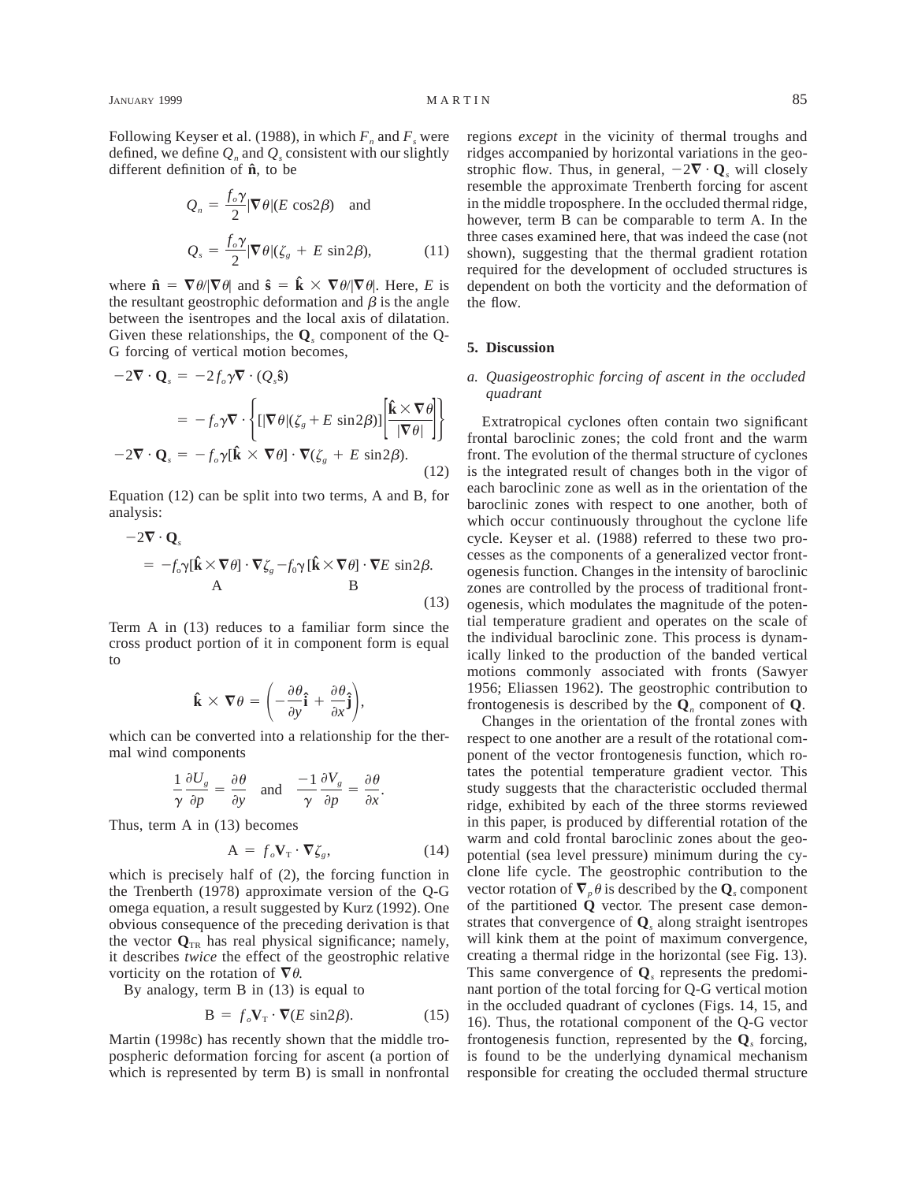Following Keyser et al. (1988), in which $F_n$ and $F_s$ were defined, we define $Q_n$ and $Q_s$ consistent with our slightly different definition of $\hat{\mathbf{n}}$, to be

$$Q_n = \frac{f_o \gamma}{2} |\nabla \theta| (E \cos 2\beta) \quad \text{and}$$

$$Q_s = \frac{f_o \gamma}{2} |\nabla \theta| (\zeta_g + E \sin 2\beta), \tag{11}$$

where $\hat{\mathbf{n}} = \nabla\theta / |\nabla\theta|$ and $\hat{\mathbf{s}} = \hat{\mathbf{k}} \times \nabla\theta/|\nabla\theta|$. Here, $E$ is the resultant geostrophic deformation and $\beta$ is the angle between the isentropes and the local axis of dilatation. Given these relationships, the $\mathbf{Q}_s$ component of the Q-G forcing of vertical motion becomes,

$$-2\nabla \cdot \mathbf{Q}_s = -2 f_o \gamma \nabla \cdot (Q_s \hat{\mathbf{s}})$$

$$= -f_o \gamma \nabla \cdot \left\{ [|\nabla\theta|(\zeta_g + E \sin 2\beta)] \left[ \frac{\hat{\mathbf{k}} \times \nabla\theta}{|\nabla\theta|} \right] \right\}$$

$$-2\nabla \cdot \mathbf{Q}_s = -f_o \gamma [\hat{\mathbf{k}} \times \nabla\theta] \cdot \nabla(\zeta_g + E \sin 2\beta). \tag{12}$$

Equation (12) can be split into two terms, A and B, for analysis:

$$-2\nabla \cdot \mathbf{Q}_s = \underset{\text{A}}{-f_o\gamma[\hat{\mathbf{k}} \times \nabla\theta] \cdot \nabla\zeta_g} \underset{\text{B}}{- f_o\gamma[\hat{\mathbf{k}} \times \nabla\theta] \cdot \nabla E \sin 2\beta}. \tag{13}$$

Term A in (13) reduces to a familiar form since the cross product portion of it in component form is equal to

$$\hat{\mathbf{k}} \times \nabla\theta = \left( -\frac{\partial\theta}{\partial y}\hat{\mathbf{i}} + \frac{\partial\theta}{\partial x}\hat{\mathbf{j}} \right),$$

which can be converted into a relationship for the thermal wind components

$$\frac{1}{\gamma}\frac{\partial U_g}{\partial p} = \frac{\partial\theta}{\partial y} \quad \text{and} \quad \frac{-1}{\gamma}\frac{\partial V_g}{\partial p} = \frac{\partial\theta}{\partial x}.$$

Thus, term A in (13) becomes

$$\text{A} = f_o \mathbf{V}_\text{T} \cdot \nabla\zeta_g, \tag{14}$$

which is precisely half of (2), the forcing function in the Trenberth (1978) approximate version of the Q-G omega equation, a result suggested by Kurz (1992). One obvious consequence of the preceding derivation is that the vector $\mathbf{Q}_{\text{TR}}$ has real physical significance; namely, it describes *twice* the effect of the geostrophic relative vorticity on the rotation of $\nabla\theta$.

By analogy, term B in (13) is equal to

$$\text{B} = f_o \mathbf{V}_\text{T} \cdot \nabla(E \sin 2\beta). \tag{15}$$

Martin (1998c) has recently shown that the middle tropospheric deformation forcing for ascent (a portion of which is represented by term B) is small in nonfrontal regions *except* in the vicinity of thermal troughs and ridges accompanied by horizontal variations in the geostrophic flow. Thus, in general, $-2\nabla \cdot \mathbf{Q}_s$ will closely resemble the approximate Trenberth forcing for ascent in the middle troposphere. In the occluded thermal ridge, however, term B can be comparable to term A. In the three cases examined here, that was indeed the case (not shown), suggesting that the thermal gradient rotation required for the development of occluded structures is dependent on both the vorticity and the deformation of the flow.

## 5. Discussion

### *a. Quasigeostrophic forcing of ascent in the occluded quadrant*

Extratropical cyclones often contain two significant frontal baroclinic zones; the cold front and the warm front. The evolution of the thermal structure of cyclones is the integrated result of changes both in the vigor of each baroclinic zone as well as in the orientation of the baroclinic zones with respect to one another, both of which occur continuously throughout the cyclone life cycle. Keyser et al. (1988) referred to these two processes as the components of a generalized vector frontogenesis function. Changes in the intensity of baroclinic zones are controlled by the process of traditional frontogenesis, which modulates the magnitude of the potential temperature gradient and operates on the scale of the individual baroclinic zone. This process is dynamically linked to the production of the banded vertical motions commonly associated with fronts (Sawyer 1956; Eliassen 1962). The geostrophic contribution to frontogenesis is described by the $\mathbf{Q}_n$ component of $\mathbf{Q}$.

Changes in the orientation of the frontal zones with respect to one another are a result of the rotational component of the vector frontogenesis function, which rotates the potential temperature gradient vector. This study suggests that the characteristic occluded thermal ridge, exhibited by each of the three storms reviewed in this paper, is produced by differential rotation of the warm and cold frontal baroclinic zones about the geopotential (sea level pressure) minimum during the cyclone life cycle. The geostrophic contribution to the vector rotation of $\nabla_p\theta$ is described by the $\mathbf{Q}_s$ component of the partitioned $\mathbf{Q}$ vector. The present case demonstrates that convergence of $\mathbf{Q}_s$ along straight isentropes will kink them at the point of maximum convergence, creating a thermal ridge in the horizontal (see Fig. 13). This same convergence of $\mathbf{Q}_s$ represents the predominant portion of the total forcing for Q-G vertical motion in the occluded quadrant of cyclones (Figs. 14, 15, and 16). Thus, the rotational component of the Q-G vector frontogenesis function, represented by the $\mathbf{Q}_s$ forcing, is found to be the underlying dynamical mechanism responsible for creating the occluded thermal structure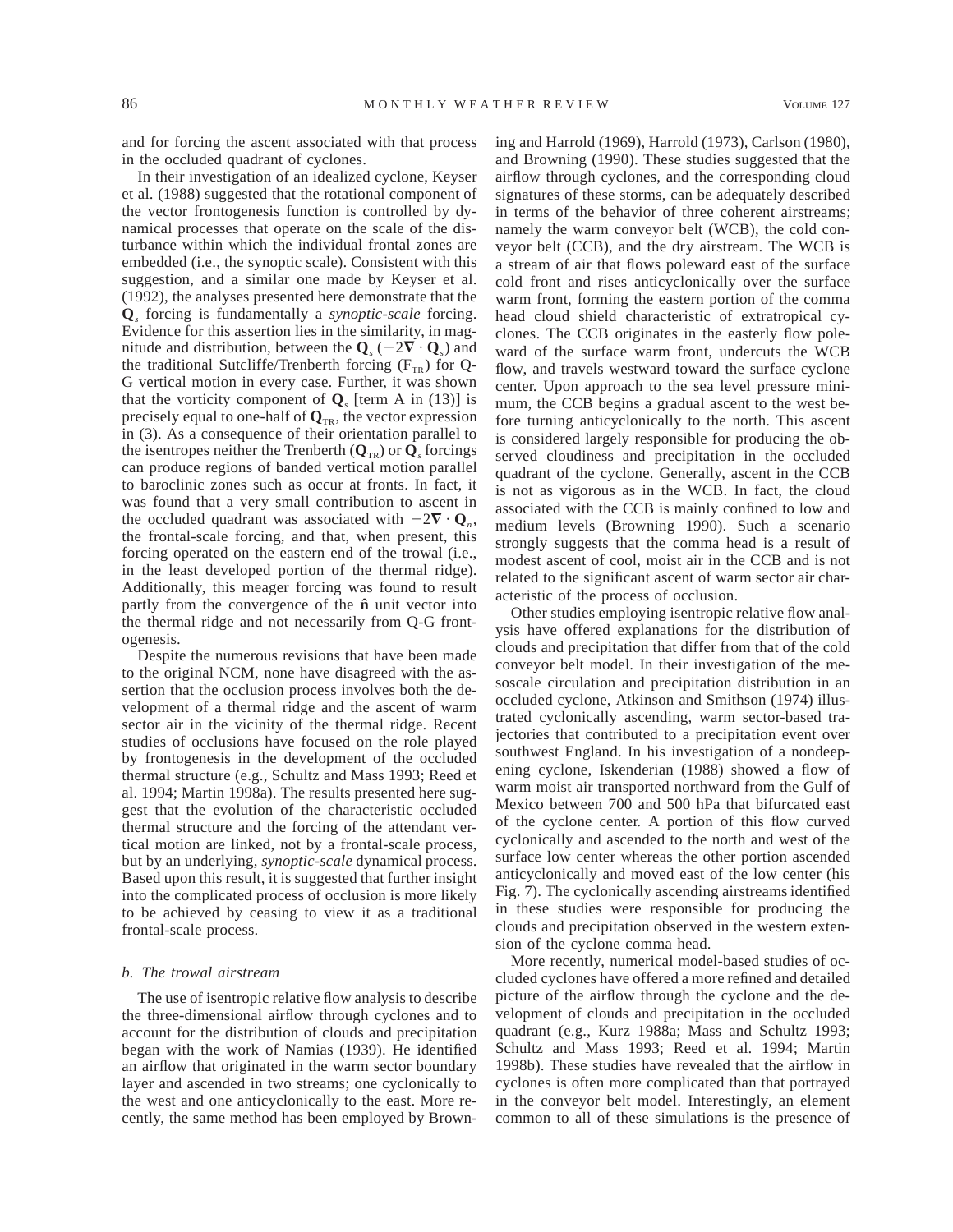and for forcing the ascent associated with that process in the occluded quadrant of cyclones.

In their investigation of an idealized cyclone, Keyser et al. (1988) suggested that the rotational component of the vector frontogenesis function is controlled by dynamical processes that operate on the scale of the disturbance within which the individual frontal zones are embedded (i.e., the synoptic scale). Consistent with this suggestion, and a similar one made by Keyser et al. (1992), the analyses presented here demonstrate that the $\mathbf{Q}_s$ forcing is fundamentally a *synoptic-scale* forcing. Evidence for this assertion lies in the similarity, in magnitude and distribution, between the $\mathbf{Q}_s$ ($-2\nabla \cdot \mathbf{Q}_s$) and the traditional Sutcliffe/Trenberth forcing ($F_{TR}$) for Q-G vertical motion in every case. Further, it was shown that the vorticity component of $\mathbf{Q}_s$ [term A in (13)] is precisely equal to one-half of $\mathbf{Q}_{TR}$, the vector expression in (3). As a consequence of their orientation parallel to the isentropes neither the Trenberth ($\mathbf{Q}_{TR}$) or $\mathbf{Q}_s$ forcings can produce regions of banded vertical motion parallel to baroclinic zones such as occur at fronts. In fact, it was found that a very small contribution to ascent in the occluded quadrant was associated with $-2\nabla \cdot \mathbf{Q}_n$, the frontal-scale forcing, and that, when present, this forcing operated on the eastern end of the trowal (i.e., in the least developed portion of the thermal ridge). Additionally, this meager forcing was found to result partly from the convergence of the $\hat{\mathbf{n}}$ unit vector into the thermal ridge and not necessarily from Q-G frontogenesis.

Despite the numerous revisions that have been made to the original NCM, none have disagreed with the assertion that the occlusion process involves both the development of a thermal ridge and the ascent of warm sector air in the vicinity of the thermal ridge. Recent studies of occlusions have focused on the role played by frontogenesis in the development of the occluded thermal structure (e.g., Schultz and Mass 1993; Reed et al. 1994; Martin 1998a). The results presented here suggest that the evolution of the characteristic occluded thermal structure and the forcing of the attendant vertical motion are linked, not by a frontal-scale process, but by an underlying, *synoptic-scale* dynamical process. Based upon this result, it is suggested that further insight into the complicated process of occlusion is more likely to be achieved by ceasing to view it as a traditional frontal-scale process.

### *b. The trowal airstream*

The use of isentropic relative flow analysis to describe the three-dimensional airflow through cyclones and to account for the distribution of clouds and precipitation began with the work of Namias (1939). He identified an airflow that originated in the warm sector boundary layer and ascended in two streams; one cyclonically to the west and one anticyclonically to the east. More recently, the same method has been employed by Browning and Harrold (1969), Harrold (1973), Carlson (1980), and Browning (1990). These studies suggested that the airflow through cyclones, and the corresponding cloud signatures of these storms, can be adequately described in terms of the behavior of three coherent airstreams; namely the warm conveyor belt (WCB), the cold conveyor belt (CCB), and the dry airstream. The WCB is a stream of air that flows poleward east of the surface cold front and rises anticyclonically over the surface warm front, forming the eastern portion of the comma head cloud shield characteristic of extratropical cyclones. The CCB originates in the easterly flow poleward of the surface warm front, undercuts the WCB flow, and travels westward toward the surface cyclone center. Upon approach to the sea level pressure minimum, the CCB begins a gradual ascent to the west before turning anticyclonically to the north. This ascent is considered largely responsible for producing the observed cloudiness and precipitation in the occluded quadrant of the cyclone. Generally, ascent in the CCB is not as vigorous as in the WCB. In fact, the cloud associated with the CCB is mainly confined to low and medium levels (Browning 1990). Such a scenario strongly suggests that the comma head is a result of modest ascent of cool, moist air in the CCB and is not related to the significant ascent of warm sector air characteristic of the process of occlusion.

Other studies employing isentropic relative flow analysis have offered explanations for the distribution of clouds and precipitation that differ from that of the cold conveyor belt model. In their investigation of the mesoscale circulation and precipitation distribution in an occluded cyclone, Atkinson and Smithson (1974) illustrated cyclonically ascending, warm sector-based trajectories that contributed to a precipitation event over southwest England. In his investigation of a nondeepening cyclone, Iskenderian (1988) showed a flow of warm moist air transported northward from the Gulf of Mexico between 700 and 500 hPa that bifurcated east of the cyclone center. A portion of this flow curved cyclonically and ascended to the north and west of the surface low center whereas the other portion ascended anticyclonically and moved east of the low center (his Fig. 7). The cyclonically ascending airstreams identified in these studies were responsible for producing the clouds and precipitation observed in the western extension of the cyclone comma head.

More recently, numerical model-based studies of occluded cyclones have offered a more refined and detailed picture of the airflow through the cyclone and the development of clouds and precipitation in the occluded quadrant (e.g., Kurz 1988a; Mass and Schultz 1993; Schultz and Mass 1993; Reed et al. 1994; Martin 1998b). These studies have revealed that the airflow in cyclones is often more complicated than that portrayed in the conveyor belt model. Interestingly, an element common to all of these simulations is the presence of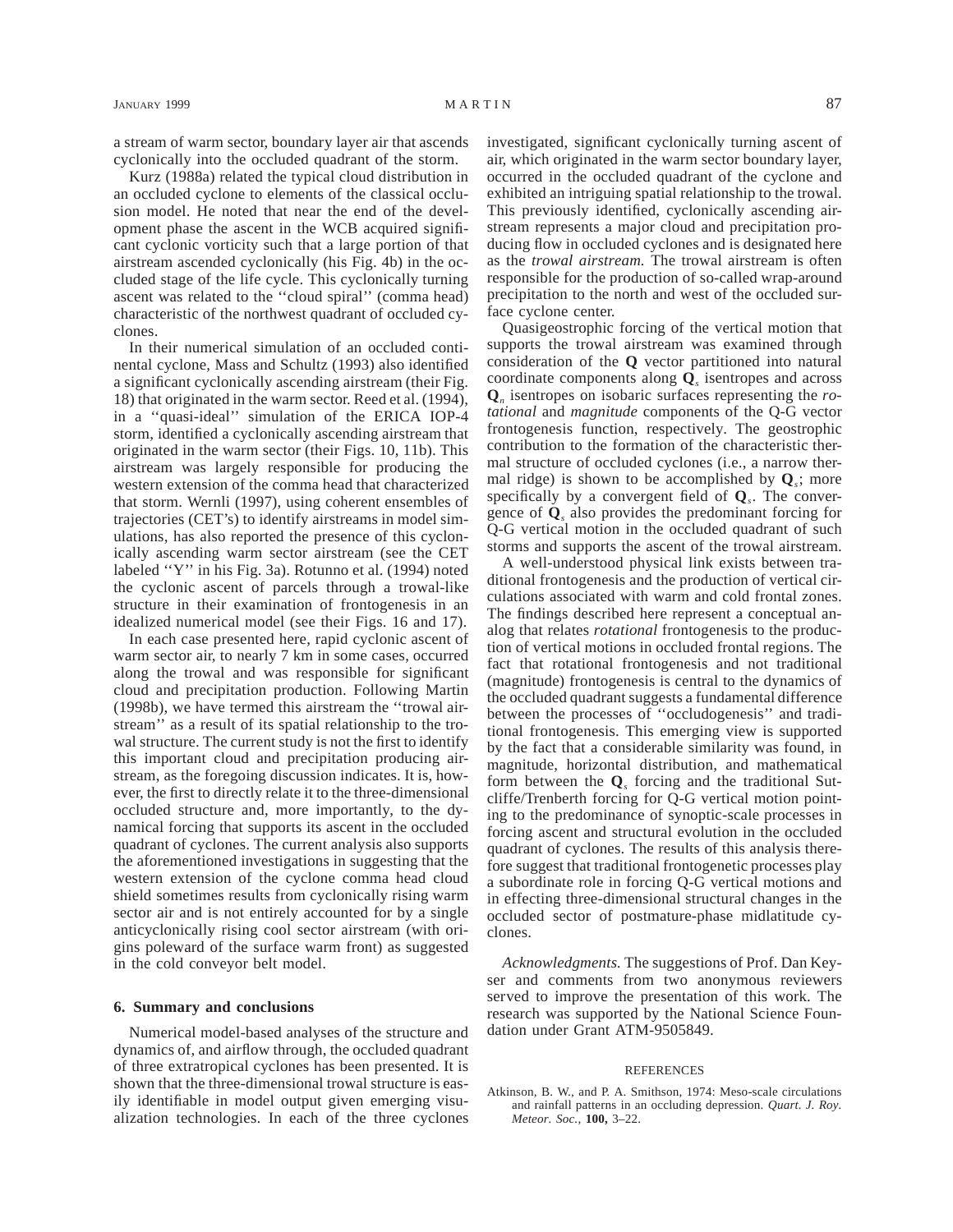a stream of warm sector, boundary layer air that ascends cyclonically into the occluded quadrant of the storm.

Kurz (1988a) related the typical cloud distribution in an occluded cyclone to elements of the classical occlusion model. He noted that near the end of the development phase the ascent in the WCB acquired significant cyclonic vorticity such that a large portion of that airstream ascended cyclonically (his Fig. 4b) in the occluded stage of the life cycle. This cyclonically turning ascent was related to the ''cloud spiral'' (comma head) characteristic of the northwest quadrant of occluded cyclones.

In their numerical simulation of an occluded continental cyclone, Mass and Schultz (1993) also identified a significant cyclonically ascending airstream (their Fig. 18) that originated in the warm sector. Reed et al. (1994), in a ''quasi-ideal'' simulation of the ERICA IOP-4 storm, identified a cyclonically ascending airstream that originated in the warm sector (their Figs. 10, 11b). This airstream was largely responsible for producing the western extension of the comma head that characterized that storm. Wernli (1997), using coherent ensembles of trajectories (CET's) to identify airstreams in model simulations, has also reported the presence of this cyclonically ascending warm sector airstream (see the CET labeled ''Y'' in his Fig. 3a). Rotunno et al. (1994) noted the cyclonic ascent of parcels through a trowal-like structure in their examination of frontogenesis in an idealized numerical model (see their Figs. 16 and 17).

In each case presented here, rapid cyclonic ascent of warm sector air, to nearly 7 km in some cases, occurred along the trowal and was responsible for significant cloud and precipitation production. Following Martin (1998b), we have termed this airstream the ''trowal airstream'' as a result of its spatial relationship to the trowal structure. The current study is not the first to identify this important cloud and precipitation producing airstream, as the foregoing discussion indicates. It is, however, the first to directly relate it to the three-dimensional occluded structure and, more importantly, to the dynamical forcing that supports its ascent in the occluded quadrant of cyclones. The current analysis also supports the aforementioned investigations in suggesting that the western extension of the cyclone comma head cloud shield sometimes results from cyclonically rising warm sector air and is not entirely accounted for by a single anticyclonically rising cool sector airstream (with origins poleward of the surface warm front) as suggested in the cold conveyor belt model.

## 6. Summary and conclusions

Numerical model-based analyses of the structure and dynamics of, and airflow through, the occluded quadrant of three extratropical cyclones has been presented. It is shown that the three-dimensional trowal structure is easily identifiable in model output given emerging visualization technologies. In each of the three cyclones investigated, significant cyclonically turning ascent of air, which originated in the warm sector boundary layer, occurred in the occluded quadrant of the cyclone and exhibited an intriguing spatial relationship to the trowal. This previously identified, cyclonically ascending airstream represents a major cloud and precipitation producing flow in occluded cyclones and is designated here as the *trowal airstream.* The trowal airstream is often responsible for the production of so-called wrap-around precipitation to the north and west of the occluded surface cyclone center.

Quasigeostrophic forcing of the vertical motion that supports the trowal airstream was examined through consideration of the **Q** vector partitioned into natural coordinate components along $\mathbf{Q}_s$ isentropes and across $\mathbf{Q}_n$ isentropes on isobaric surfaces representing the *rotational* and *magnitude* components of the Q-G vector frontogenesis function, respectively. The geostrophic contribution to the formation of the characteristic thermal structure of occluded cyclones (i.e., a narrow thermal ridge) is shown to be accomplished by $\mathbf{Q}_s$; more specifically by a convergent field of $\mathbf{Q}_s$. The convergence of $\mathbf{Q}_s$ also provides the predominant forcing for Q-G vertical motion in the occluded quadrant of such storms and supports the ascent of the trowal airstream.

A well-understood physical link exists between traditional frontogenesis and the production of vertical circulations associated with warm and cold frontal zones. The findings described here represent a conceptual analog that relates *rotational* frontogenesis to the production of vertical motions in occluded frontal regions. The fact that rotational frontogenesis and not traditional (magnitude) frontogenesis is central to the dynamics of the occluded quadrant suggests a fundamental difference between the processes of ''occludogenesis'' and traditional frontogenesis. This emerging view is supported by the fact that a considerable similarity was found, in magnitude, horizontal distribution, and mathematical form between the $\mathbf{Q}_s$ forcing and the traditional Sutcliffe/Trenberth forcing for Q-G vertical motion pointing to the predominance of synoptic-scale processes in forcing ascent and structural evolution in the occluded quadrant of cyclones. The results of this analysis therefore suggest that traditional frontogenetic processes play a subordinate role in forcing Q-G vertical motions and in effecting three-dimensional structural changes in the occluded sector of postmature-phase midlatitude cyclones.

*Acknowledgments.* The suggestions of Prof. Dan Keyser and comments from two anonymous reviewers served to improve the presentation of this work. The research was supported by the National Science Foundation under Grant ATM-9505849.

## REFERENCES

Atkinson, B. W., and P. A. Smithson, 1974: Meso-scale circulations and rainfall patterns in an occluding depression. *Quart. J. Roy. Meteor. Soc.,* **100,** 3–22.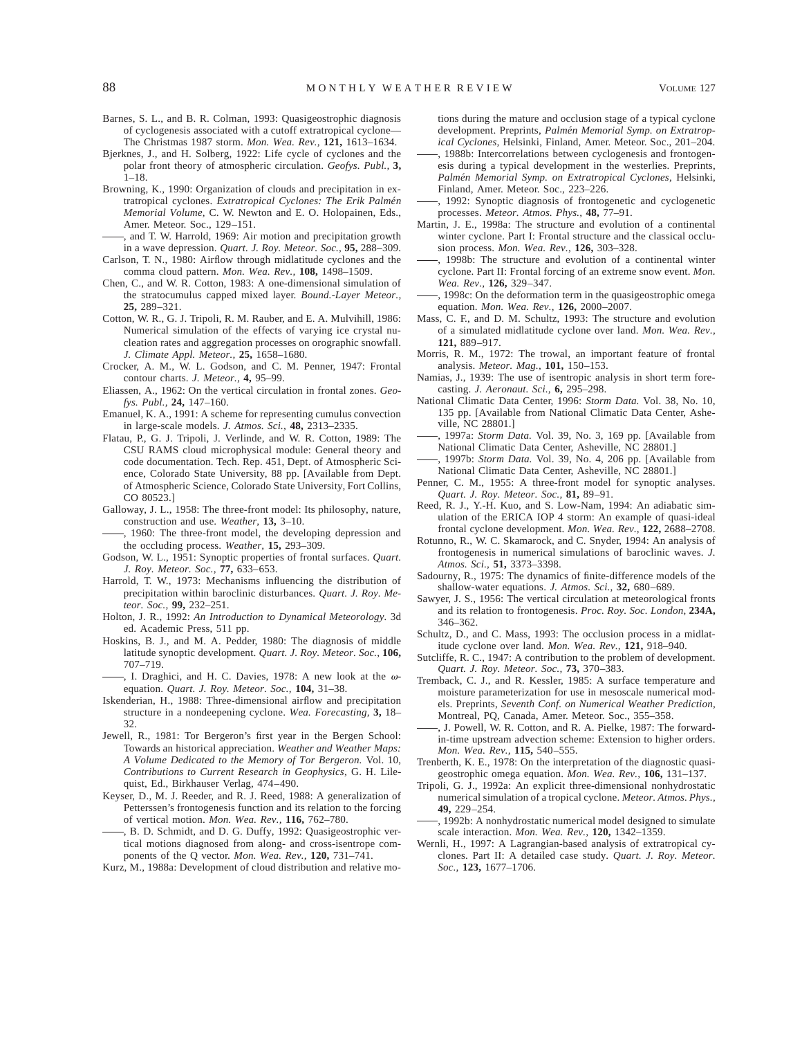Barnes, S. L., and B. R. Colman, 1993: Quasigeostrophic diagnosis of cyclogenesis associated with a cutoff extratropical cyclone—The Christmas 1987 storm. *Mon. Wea. Rev.,* **121,** 1613–1634.

Bjerknes, J., and H. Solberg, 1922: Life cycle of cyclones and the polar front theory of atmospheric circulation. *Geofys. Publ.,* **3,** 1–18.

Browning, K., 1990: Organization of clouds and precipitation in extratropical cyclones. *Extratropical Cyclones: The Erik Palmén Memorial Volume,* C. W. Newton and E. O. Holopainen, Eds., Amer. Meteor. Soc., 129–151.

——, and T. W. Harrold, 1969: Air motion and precipitation growth in a wave depression. *Quart. J. Roy. Meteor. Soc.,* **95,** 288–309.

Carlson, T. N., 1980: Airflow through midlatitude cyclones and the comma cloud pattern. *Mon. Wea. Rev.,* **108,** 1498–1509.

Chen, C., and W. R. Cotton, 1983: A one-dimensional simulation of the stratocumulus capped mixed layer. *Bound.-Layer Meteor.,* **25,** 289–321.

Cotton, W. R., G. J. Tripoli, R. M. Rauber, and E. A. Mulvihill, 1986: Numerical simulation of the effects of varying ice crystal nucleation rates and aggregation processes on orographic snowfall. *J. Climate Appl. Meteor.,* **25,** 1658–1680.

Crocker, A. M., W. L. Godson, and C. M. Penner, 1947: Frontal contour charts. *J. Meteor.,* **4,** 95–99.

Eliassen, A., 1962: On the vertical circulation in frontal zones. *Geofys. Publ.,* **24,** 147–160.

Emanuel, K. A., 1991: A scheme for representing cumulus convection in large-scale models. *J. Atmos. Sci.,* **48,** 2313–2335.

Flatau, P., G. J. Tripoli, J. Verlinde, and W. R. Cotton, 1989: The CSU RAMS cloud microphysical module: General theory and code documentation. Tech. Rep. 451, Dept. of Atmospheric Science, Colorado State University, 88 pp. [Available from Dept. of Atmospheric Science, Colorado State University, Fort Collins, CO 80523.]

Galloway, J. L., 1958: The three-front model: Its philosophy, nature, construction and use. *Weather,* **13,** 3–10.

——, 1960: The three-front model, the developing depression and the occluding process. *Weather,* **15,** 293–309.

Godson, W. L., 1951: Synoptic properties of frontal surfaces. *Quart. J. Roy. Meteor. Soc.,* **77,** 633–653.

Harrold, T. W., 1973: Mechanisms influencing the distribution of precipitation within baroclinic disturbances. *Quart. J. Roy. Meteor. Soc.,* **99,** 232–251.

Holton, J. R., 1992: *An Introduction to Dynamical Meteorology.* 3d ed. Academic Press, 511 pp.

Hoskins, B. J., and M. A. Pedder, 1980: The diagnosis of middle latitude synoptic development. *Quart. J. Roy. Meteor. Soc.,* **106,** 707–719.

——, I. Draghici, and H. C. Davies, 1978: A new look at the $\omega$-equation. *Quart. J. Roy. Meteor. Soc.,* **104,** 31–38.

Iskenderian, H., 1988: Three-dimensional airflow and precipitation structure in a nondeepening cyclone. *Wea. Forecasting,* **3,** 18–32.

Jewell, R., 1981: Tor Bergeron's first year in the Bergen School: Towards an historical appreciation. *Weather and Weather Maps: A Volume Dedicated to the Memory of Tor Bergeron.* Vol. 10, *Contributions to Current Research in Geophysics,* G. H. Liljequist, Ed., Birkhauser Verlag, 474–490.

Keyser, D., M. J. Reeder, and R. J. Reed, 1988: A generalization of Petterssen's frontogenesis function and its relation to the forcing of vertical motion. *Mon. Wea. Rev.,* **116,** 762–780.

——, B. D. Schmidt, and D. G. Duffy, 1992: Quasigeostrophic vertical motions diagnosed from along- and cross-isentrope components of the Q vector. *Mon. Wea. Rev.,* **120,** 731–741.

Kurz, M., 1988a: Development of cloud distribution and relative motions during the mature and occlusion stage of a typical cyclone development. Preprints, *Palmén Memorial Symp. on Extratropical Cyclones,* Helsinki, Finland, Amer. Meteor. Soc., 201–204.

——, 1988b: Intercorrelations between cyclogenesis and frontogenesis during a typical development in the westerlies. Preprints, *Palmén Memorial Symp. on Extratropical Cyclones,* Helsinki, Finland, Amer. Meteor. Soc., 223–226.

——, 1992: Synoptic diagnosis of frontogenetic and cyclogenetic processes. *Meteor. Atmos. Phys.,* **48,** 77–91.

Martin, J. E., 1998a: The structure and evolution of a continental winter cyclone. Part I: Frontal structure and the classical occlusion process. *Mon. Wea. Rev.,* **126,** 303–328.

——, 1998b: The structure and evolution of a continental winter cyclone. Part II: Frontal forcing of an extreme snow event. *Mon. Wea. Rev.,* **126,** 329–347.

——, 1998c: On the deformation term in the quasigeostrophic omega equation. *Mon. Wea. Rev.,* **126,** 2000–2007.

Mass, C. F., and D. M. Schultz, 1993: The structure and evolution of a simulated midlatitude cyclone over land. *Mon. Wea. Rev.,* **121,** 889–917.

Morris, R. M., 1972: The trowal, an important feature of frontal analysis. *Meteor. Mag.,* **101,** 150–153.

Namias, J., 1939: The use of isentropic analysis in short term forecasting. *J. Aeronaut. Sci.,* **6,** 295–298.

National Climatic Data Center, 1996: *Storm Data.* Vol. 38, No. 10, 135 pp. [Available from National Climatic Data Center, Asheville, NC 28801.]

——, 1997a: *Storm Data.* Vol. 39, No. 3, 169 pp. [Available from National Climatic Data Center, Asheville, NC 28801.]

——, 1997b: *Storm Data.* Vol. 39, No. 4, 206 pp. [Available from National Climatic Data Center, Asheville, NC 28801.]

Penner, C. M., 1955: A three-front model for synoptic analyses. *Quart. J. Roy. Meteor. Soc.,* **81,** 89–91.

Reed, R. J., Y.-H. Kuo, and S. Low-Nam, 1994: An adiabatic simulation of the ERICA IOP 4 storm: An example of quasi-ideal frontal cyclone development. *Mon. Wea. Rev.,* **122,** 2688–2708.

Rotunno, R., W. C. Skamarock, and C. Snyder, 1994: An analysis of frontogenesis in numerical simulations of baroclinic waves. *J. Atmos. Sci.,* **51,** 3373–3398.

Sadourny, R., 1975: The dynamics of finite-difference models of the shallow-water equations. *J. Atmos. Sci.,* **32,** 680–689.

Sawyer, J. S., 1956: The vertical circulation at meteorological fronts and its relation to frontogenesis. *Proc. Roy. Soc. London,* **234A,** 346–362.

Schultz, D., and C. Mass, 1993: The occlusion process in a midlatitude cyclone over land. *Mon. Wea. Rev.,* **121,** 918–940.

Sutcliffe, R. C., 1947: A contribution to the problem of development. *Quart. J. Roy. Meteor. Soc.,* **73,** 370–383.

Tremback, C. J., and R. Kessler, 1985: A surface temperature and moisture parameterization for use in mesoscale numerical models. Preprints, *Seventh Conf. on Numerical Weather Prediction,* Montreal, PQ, Canada, Amer. Meteor. Soc., 355–358.

——, J. Powell, W. R. Cotton, and R. A. Pielke, 1987: The forward-in-time upstream advection scheme: Extension to higher orders. *Mon. Wea. Rev.,* **115,** 540–555.

Trenberth, K. E., 1978: On the interpretation of the diagnostic quasi-geostrophic omega equation. *Mon. Wea. Rev.,* **106,** 131–137.

Tripoli, G. J., 1992a: An explicit three-dimensional nonhydrostatic numerical simulation of a tropical cyclone. *Meteor. Atmos. Phys.,* **49,** 229–254.

——, 1992b: A nonhydrostatic numerical model designed to simulate scale interaction. *Mon. Wea. Rev.,* **120,** 1342–1359.

Wernli, H., 1997: A Lagrangian-based analysis of extratropical cyclones. Part II: A detailed case study. *Quart. J. Roy. Meteor. Soc.,* **123,** 1677–1706.